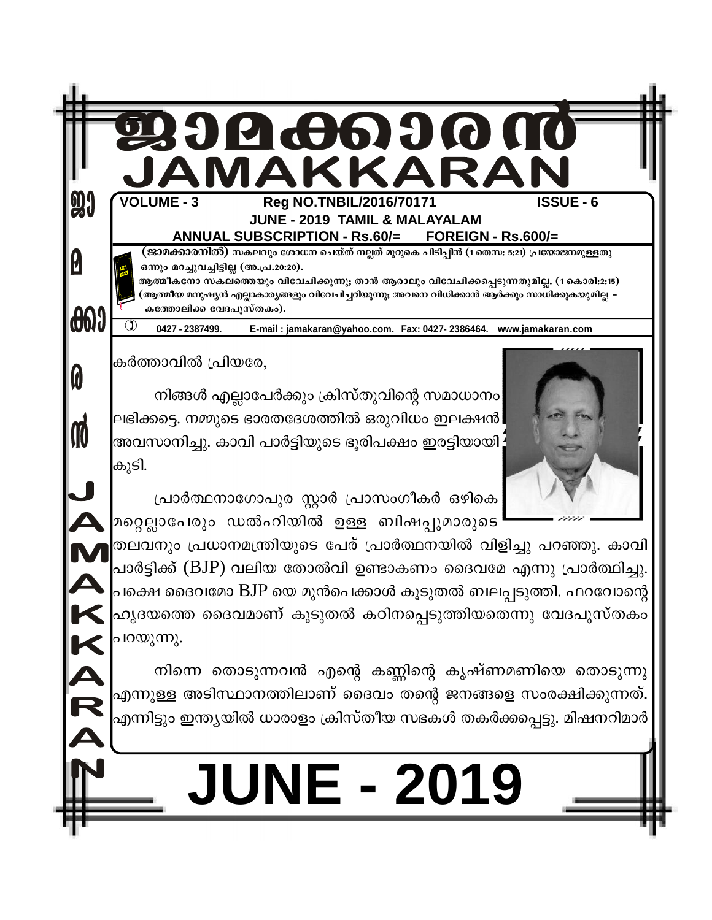# ജാമക്കാരൻ
# JAMAKKARAN

**VOLUME - 3** **Reg NO.TNBIL/2016/70171** **ISSUE - 6**

**JUNE - 2019 TAMIL & MALAYALAM**

**ANNUAL SUBSCRIPTION - Rs.60/= FOREIGN - Rs.600/=**

**(ജാമക്കാരനിൽ)** സകലവും ശോധന ചെയ്ത് നല്ലത് മുറുകെ പിടിപ്പിൻ (1 തെസ: 5:21) പ്രയോജനമുള്ളതു ഒന്നും മറച്ചുവച്ചിട്ടില്ല (അ.പ്ര.20:20).
ആത്മീകനോ സകലത്തെയും വിവേചിക്കുന്നു; താൻ ആരാലും വിവേചിക്കപ്പെടുന്നതുമില്ല. (1 കൊരി:2:15)
(ആത്മീയ മനുഷ്യൻ എല്ലാകാര്യങ്ങളും വിവേചിച്ചറിയുന്നു; അവനെ വിധിക്കാൻ ആർക്കും സാധിക്കുകയുമില്ല – കത്തോലിക്ക വേദപുസ്തകം).

0427 - 2387499. E-mail : jamakaran@yahoo.com. Fax: 0427- 2386464. www.jamakaran.com

കർത്താവിൽ പ്രിയരേ,

നിങ്ങൾ എല്ലാപേർക്കും ക്രിസ്തുവിന്റെ സമാധാനം ലഭിക്കട്ടെ. നമ്മുടെ ഭാരതദേശത്തിൽ ഒരുവിധം ഇലക്ഷൻ അവസാനിച്ചു. കാവി പാർട്ടിയുടെ ഭൂരിപക്ഷം ഇരട്ടിയായി കൂടി.

പ്രാർത്ഥനാഗോപുര സ്റ്റാർ പ്രാസംഗീകർ ഒഴികെ മറ്റെല്ലാപേരും ഡൽഹിയിൽ ഉള്ള ബിഷപ്പുമാരുടെ തലവനും പ്രധാനമന്ത്രിയുടെ പേര് പ്രാർത്ഥനയിൽ വിളിച്ചു പറഞ്ഞു. കാവി പാർട്ടിക്ക് (BJP) വലിയ തോൽവി ഉണ്ടാകണം ദൈവമേ എന്നു പ്രാർത്ഥിച്ചു. പക്ഷെ ദൈവമോ BJP യെ മുൻപെക്കാൾ കൂടുതൽ ബലപ്പെടുത്തി. ഫറവോന്റെ ഹൃദയത്തെ ദൈവമാണ് കൂടുതൽ കഠിനപ്പെടുത്തിയതെന്നു വേദപുസ്തകം പറയുന്നു.

നിന്നെ തൊടുന്നവൻ എന്റെ കണ്ണിന്റെ കൃഷ്ണമണിയെ തൊടുന്നു എന്നുള്ള അടിസ്ഥാനത്തിലാണ് ദൈവം തന്റെ ജനങ്ങളെ സംരക്ഷിക്കുന്നത്. എന്നിട്ടും ഇന്ത്യയിൽ ധാരാളം ക്രിസ്തീയ സഭകൾ തകർക്കപ്പെട്ടു. മിഷനറിമാർ

# JUNE - 2019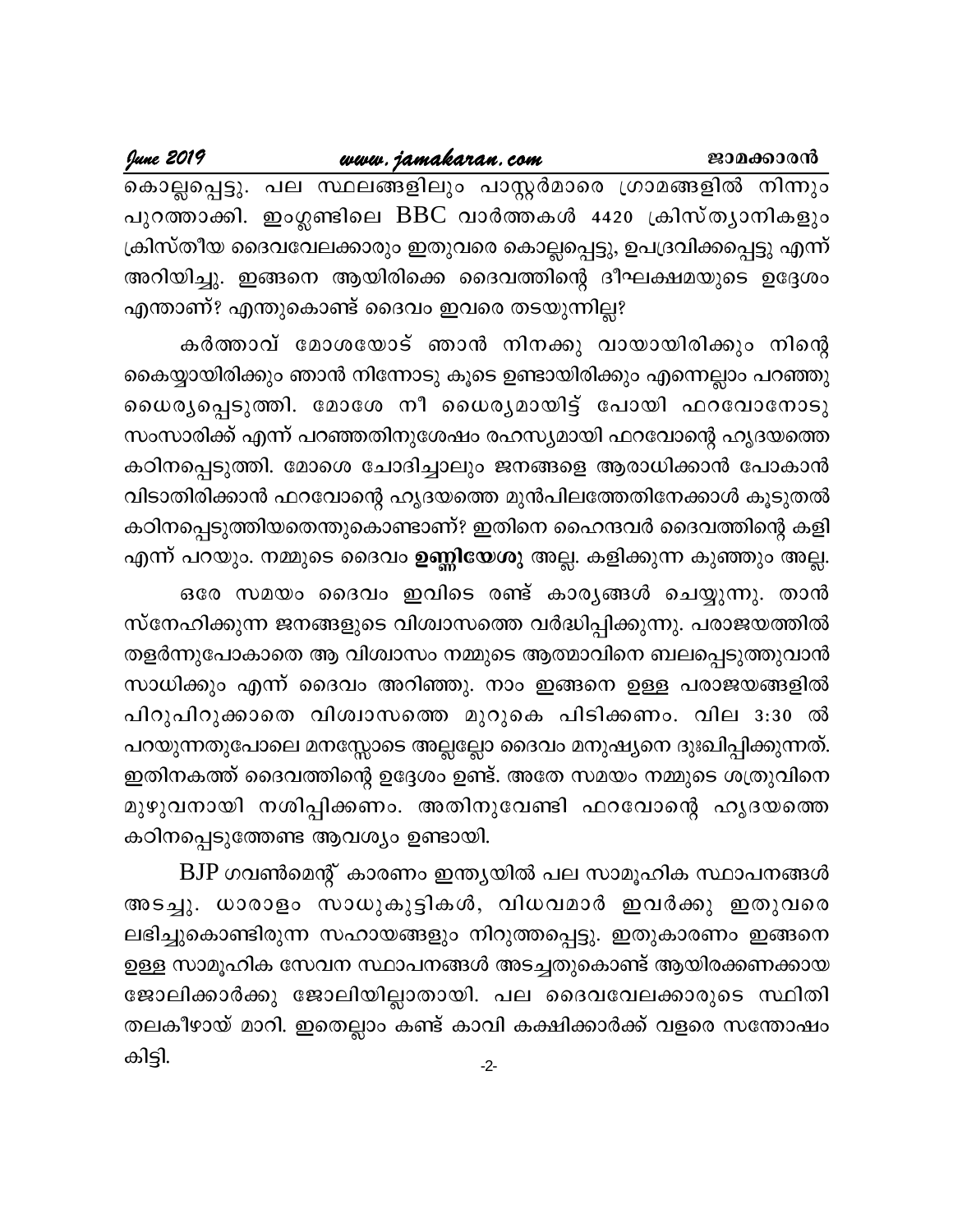കൊല്ലപ്പെട്ടു. പല സ്ഥലങ്ങളിലും പാസ്റ്റർമാരെ ഗ്രാമങ്ങളിൽ നിന്നും പുറത്താക്കി. ഇംഗ്ലണ്ടിലെ BBC വാർത്തകൾ 4420 ക്രിസ്ത്യാനികളും ക്രിസ്തീയ ദൈവവേലക്കാരും ഇതുവരെ കൊല്ലപ്പെട്ടു, ഉപദ്രവിക്കപ്പെട്ടു എന്ന് അറിയിച്ചു. ഇങ്ങനെ ആയിരിക്കെ ദൈവത്തിന്റെ ദീർഘക്ഷമയുടെ ഉദ്ദേശം എന്താണ്? എന്തുകൊണ്ട് ദൈവം ഇവരെ തടയുന്നില്ല?

കർത്താവ് മോശയോട് ഞാൻ നിനക്കു വായായിരിക്കും നിന്റെ കൈയ്യായിരിക്കും ഞാൻ നിന്നോടു കൂടെ ഉണ്ടായിരിക്കും എന്നെല്ലാം പറഞ്ഞു ധൈര്യപ്പെടുത്തി. മോശേ നീ ധൈര്യമായിട്ട് പോയി ഫറവോനോടു സംസാരിക്ക് എന്ന് പറഞ്ഞതിനുശേഷം രഹസ്യമായി ഫറവോന്റെ ഹൃദയത്തെ കഠിനപ്പെടുത്തി. മോശെ ചോദിച്ചാലും ജനങ്ങളെ ആരാധിക്കാൻ പോകാൻ വിടാതിരിക്കാൻ ഫറവോന്റെ ഹൃദയത്തെ മുൻപിലത്തേതിനേക്കാൾ കൂടുതൽ കഠിനപ്പെടുത്തിയതെന്തുകൊണ്ടാണ്? ഇതിനെ ഹൈന്ദവർ ദൈവത്തിന്റെ കളി എന്ന് പറയും. നമ്മുടെ ദൈവം **ഉണ്ണിയേശു** അല്ല. കളിക്കുന്ന കുഞ്ഞും അല്ല.

ഒരേ സമയം ദൈവം ഇവിടെ രണ്ട് കാര്യങ്ങൾ ചെയ്യുന്നു. താൻ സ്നേഹിക്കുന്ന ജനങ്ങളുടെ വിശ്വാസത്തെ വർദ്ധിപ്പിക്കുന്നു. പരാജയത്തിൽ തളർന്നുപോകാതെ ആ വിശ്വാസം നമ്മുടെ ആത്മാവിനെ ബലപ്പെടുത്തുവാൻ സാധിക്കും എന്ന് ദൈവം അറിഞ്ഞു. നാം ഇങ്ങനെ ഉള്ള പരാജയങ്ങളിൽ പിറുപിറുക്കാതെ വിശ്വാസത്തെ മുറുകെ പിടിക്കണം. വില 3:30 ൽ പറയുന്നതുപോലെ മനസ്സോടെ അല്ലല്ലോ ദൈവം മനുഷ്യനെ ദുഃഖിപ്പിക്കുന്നത്. ഇതിനകത്ത് ദൈവത്തിന്റെ ഉദ്ദേശം ഉണ്ട്. അതേ സമയം നമ്മുടെ ശത്രുവിനെ മുഴുവനായി നശിപ്പിക്കണം. അതിനുവേണ്ടി ഫറവോന്റെ ഹൃദയത്തെ കഠിനപ്പെടുത്തേണ്ട ആവശ്യം ഉണ്ടായി.

BJP ഗവൺമെന്റ് കാരണം ഇന്ത്യയിൽ പല സാമൂഹിക സ്ഥാപനങ്ങൾ അടച്ചു. ധാരാളം സാധുകുട്ടികൾ, വിധവമാർ ഇവർക്കു ഇതുവരെ ലഭിച്ചുകൊണ്ടിരുന്ന സഹായങ്ങളും നിറുത്തപ്പെട്ടു. ഇതുകാരണം ഇങ്ങനെ ഉള്ള സാമൂഹിക സേവന സ്ഥാപനങ്ങൾ അടച്ചതുകൊണ്ട് ആയിരക്കണക്കായ ജോലിക്കാർക്കു ജോലിയില്ലാതായി. പല ദൈവവേലക്കാരുടെ സ്ഥിതി തലകീഴായ് മാറി. ഇതെല്ലാം കണ്ട് കാവി കക്ഷിക്കാർക്ക് വളരെ സന്തോഷം കിട്ടി.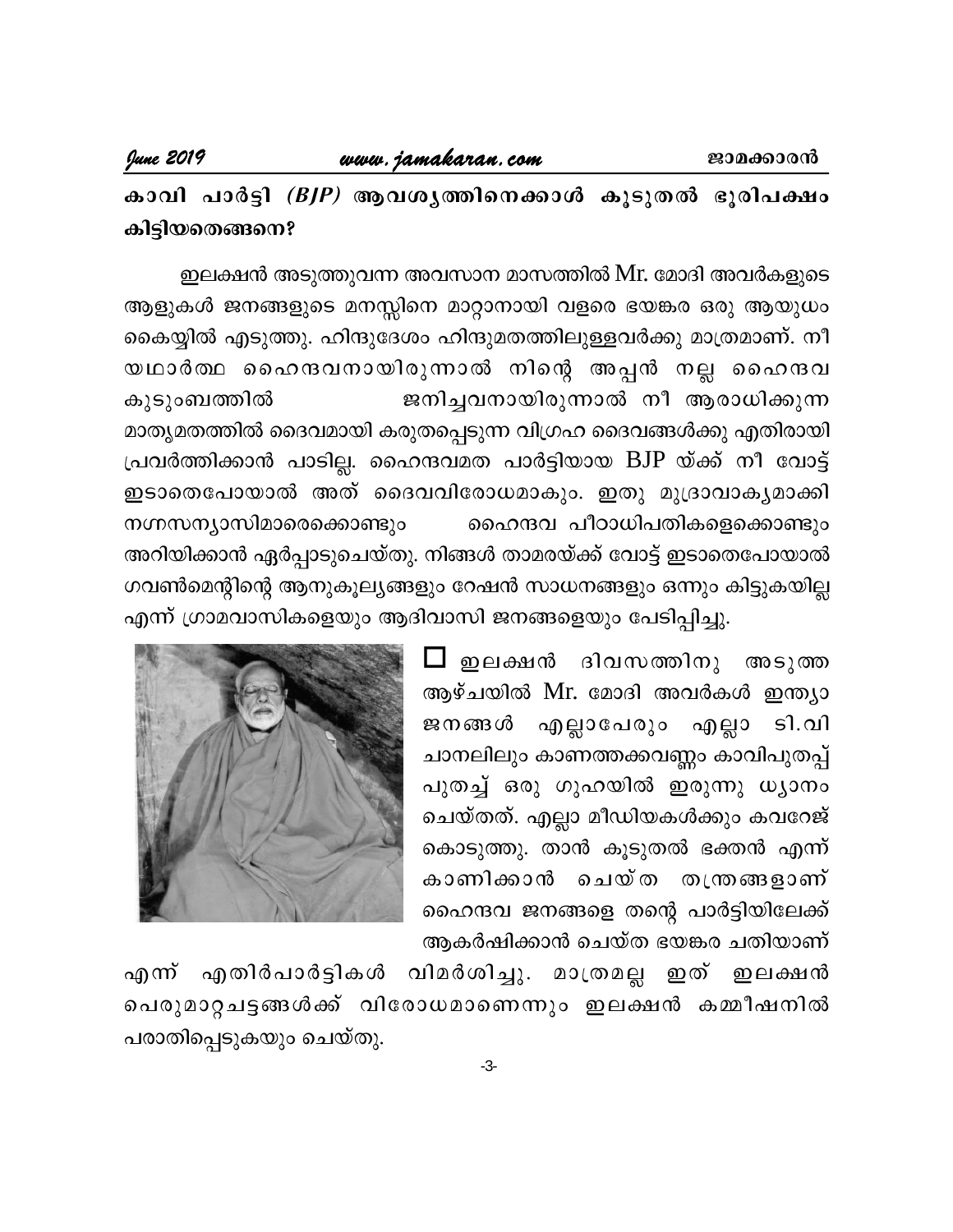## കാവി പാർട്ടി *(BJP)* ആവശ്യത്തിനെക്കാൾ കൂടുതൽ ഭൂരിപക്ഷം കിട്ടിയതെങ്ങനെ?

ഇലക്ഷൻ അടുത്തുവന്ന അവസാന മാസത്തിൽ Mr. മോദി അവർകളുടെ ആളുകൾ ജനങ്ങളുടെ മനസ്സിനെ മാറ്റാനായി വളരെ ഭയങ്കര ഒരു ആയുധം കൈയ്യിൽ എടുത്തു. ഹിന്ദുദേശം ഹിന്ദുമതത്തിലുള്ളവർക്കു മാത്രമാണ്. നീ യഥാർത്ഥ ഹൈന്ദവനായിരുന്നാൽ നിന്റെ അപ്പൻ നല്ല ഹൈന്ദവ കുടുംബത്തിൽ ജനിച്ചവനായിരുന്നാൽ നീ ആരാധിക്കുന്ന മാതൃമതത്തിൽ ദൈവമായി കരുതപ്പെടുന്ന വിഗ്രഹ ദൈവങ്ങൾക്കു എതിരായി പ്രവർത്തിക്കാൻ പാടില്ല. ഹൈന്ദവമത പാർട്ടിയായ BJP യ്ക്ക് നീ വോട്ട് ഇടാതെപോയാൽ അത് ദൈവവിരോധമാകും. ഇതു മുദ്രാവാക്യമാക്കി നഗ്നസന്യാസിമാരെക്കൊണ്ടും ഹൈന്ദവ പീഠാധിപതികളെക്കൊണ്ടും അറിയിക്കാൻ ഏർപ്പാടുചെയ്തു. നിങ്ങൾ താമരയ്ക്ക് വോട്ട് ഇടാതെപോയാൽ ഗവൺമെന്റിന്റെ ആനുകൂല്യങ്ങളും റേഷൻ സാധനങ്ങളും ഒന്നും കിട്ടുകയില്ല എന്ന് ഗ്രാമവാസികളെയും ആദിവാസി ജനങ്ങളെയും പേടിപ്പിച്ചു.

☐ ഇലക്ഷൻ ദിവസത്തിനു അടുത്ത ആഴ്ചയിൽ Mr. മോദി അവർകൾ ഇന്ത്യാ ജനങ്ങൾ എല്ലാപേരും എല്ലാ ടി.വി ചാനലിലും കാണത്തക്കവണ്ണം കാവിപുതപ്പ് പുതച്ച് ഒരു ഗുഹയിൽ ഇരുന്നു ധ്യാനം ചെയ്തത്. എല്ലാ മീഡിയകൾക്കും കവറേജ് കൊടുത്തു. താൻ കൂടുതൽ ഭക്തൻ എന്ന് കാണിക്കാൻ ചെയ്ത തന്ത്രങ്ങളാണ് ഹൈന്ദവ ജനങ്ങളെ തന്റെ പാർട്ടിയിലേക്ക് ആകർഷിക്കാൻ ചെയ്ത ഭയങ്കര ചതിയാണ് എന്ന് എതിർപാർട്ടികൾ വിമർശിച്ചു. മാത്രമല്ല ഇത് ഇലക്ഷൻ പെരുമാറ്റചട്ടങ്ങൾക്ക് വിരോധമാണെന്നും ഇലക്ഷൻ കമ്മീഷനിൽ പരാതിപ്പെടുകയും ചെയ്തു.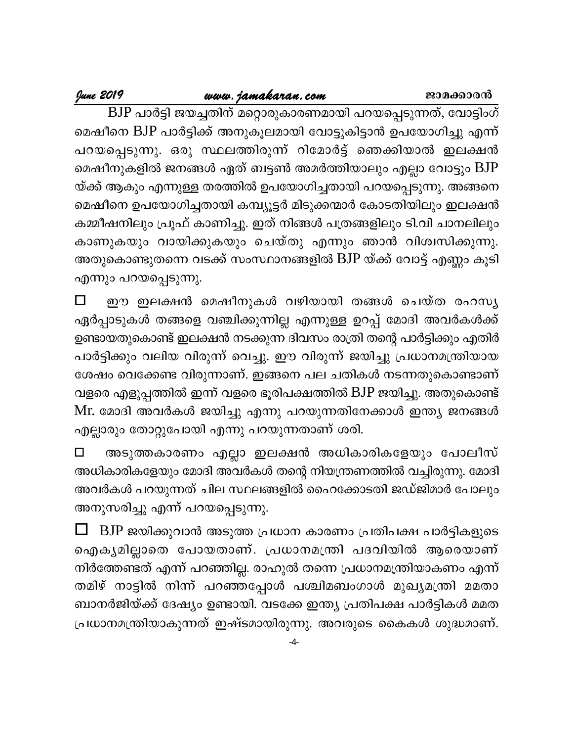BJP പാർട്ടി ജയച്ചതിന് മറ്റൊരുകാരണമായി പറയപ്പെടുന്നത്, വോട്ടിംഗ് മെഷീനെ BJP പാർട്ടിക്ക് അനുകൂലമായി വോട്ടുകിട്ടാൻ ഉപയോഗിച്ചു എന്ന് പറയപ്പെടുന്നു. ഒരു സ്ഥലത്തിരുന്ന് റിമോർട്ട് ഞെക്കിയാൽ ഇലക്ഷൻ മെഷീനുകളിൽ ജനങ്ങൾ ഏത് ബട്ടൺ അമർത്തിയാലും എല്ലാ വോട്ടും BJP യ്ക്ക് ആകും എന്നുള്ള തരത്തിൽ ഉപയോഗിച്ചതായി പറയപ്പെടുന്നു. അങ്ങനെ മെഷീനെ ഉപയോഗിച്ചതായി കമ്പ്യൂട്ടർ മിടുക്കന്മാർ കോടതിയിലും ഇലക്ഷൻ കമ്മീഷനിലും പ്രൂഫ് കാണിച്ചു. ഇത് നിങ്ങൾ പത്രങ്ങളിലും ടി.വി ചാനലിലും കാണുകയും വായിക്കുകയും ചെയ്തു എന്നും ഞാൻ വിശ്വസിക്കുന്നു. അതുകൊണ്ടുതന്നെ വടക്ക് സംസ്ഥാനങ്ങളിൽ BJP യ്ക്ക് വോട്ട് എണ്ണം കൂടി എന്നും പറയപ്പെടുന്നു.

- ഈ ഇലക്ഷൻ മെഷീനുകൾ വഴിയായി തങ്ങൾ ചെയ്ത രഹസ്യ ഏർപ്പാടുകൾ തങ്ങളെ വഞ്ചിക്കുന്നില്ല എന്നുള്ള ഉറപ്പ് മോദി അവർകൾക്ക് ഉണ്ടായതുകൊണ്ട് ഇലക്ഷൻ നടക്കുന്ന ദിവസം രാത്രി തന്റെ പാർട്ടിക്കും എതിർ പാർട്ടിക്കും വലിയ വിരുന്ന് വെച്ചു. ഈ വിരുന്ന് ജയിച്ചു പ്രധാനമന്ത്രിയായ ശേഷം വെക്കേണ്ട വിരുന്നാണ്. ഇങ്ങനെ പല ചതികൾ നടന്നതുകൊണ്ടാണ് വളരെ എളുപ്പത്തിൽ ഇന്ന് വളരെ ഭൂരിപക്ഷത്തിൽ BJP ജയിച്ചു. അതുകൊണ്ട് Mr. മോദി അവർകൾ ജയിച്ചു എന്നു പറയുന്നതിനേക്കാൾ ഇന്ത്യ ജനങ്ങൾ എല്ലാരും തോറ്റുപോയി എന്നു പറയുന്നതാണ് ശരി.

- അടുത്തകാരണം എല്ലാ ഇലക്ഷൻ അധികാരികളേയും പോലീസ് അധികാരികളേയും മോദി അവർകൾ തന്റെ നിയന്ത്രണത്തിൽ വച്ചിരുന്നു. മോദി അവർകൾ പറയുന്നത് ചില സ്ഥലങ്ങളിൽ ഹൈക്കോടതി ജഡ്ജിമാർ പോലും അനുസരിച്ചു എന്ന് പറയപ്പെടുന്നു.

- BJP ജയിക്കുവാൻ അടുത്ത പ്രധാന കാരണം പ്രതിപക്ഷ പാർട്ടികളുടെ ഐക്യമില്ലാതെ പോയതാണ്. പ്രധാനമന്ത്രി പദവിയിൽ ആരെയാണ് നിർത്തേണ്ടത് എന്ന് പറഞ്ഞില്ല. രാഹുൽ തന്നെ പ്രധാനമന്ത്രിയാകണം എന്ന് തമിഴ് നാട്ടിൽ നിന്ന് പറഞ്ഞപ്പോൾ പശ്ചിമബംഗാൾ മുഖ്യമന്ത്രി മമതാ ബാനർജിയ്ക്ക് ദേഷ്യം ഉണ്ടായി. വടക്കേ ഇന്ത്യ പ്രതിപക്ഷ പാർട്ടികൾ മമത പ്രധാനമന്ത്രിയാകുന്നത് ഇഷ്ടമായിരുന്നു. അവരുടെ കൈകൾ ശുദ്ധമാണ്.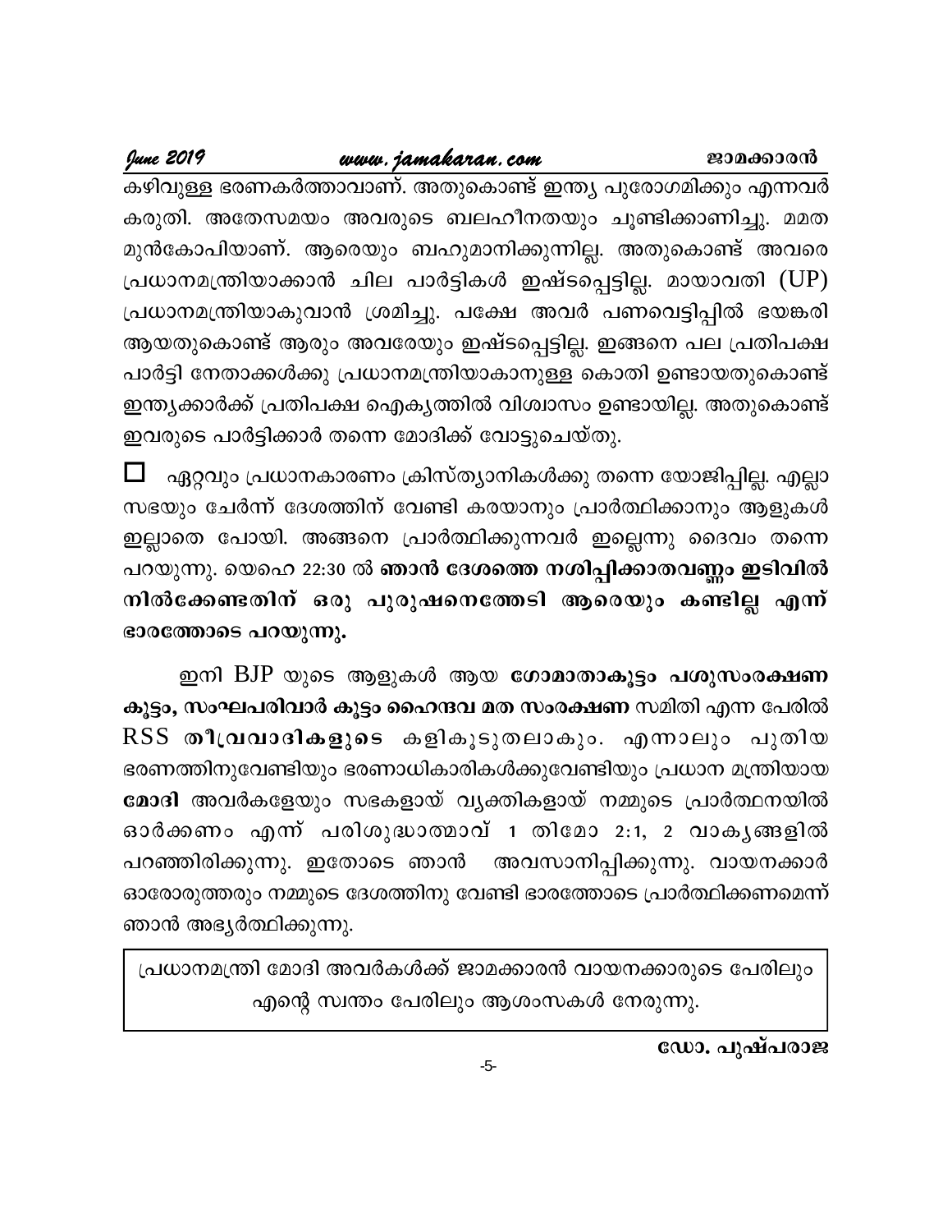കഴിവുള്ള ഭരണകർത്താവാണ്. അതുകൊണ്ട് ഇന്ത്യ പുരോഗമിക്കും എന്നവർ കരുതി. അതേസമയം അവരുടെ ബലഹീനതയും ചൂണ്ടിക്കാണിച്ചു. മമത മുൻകോപിയാണ്. ആരെയും ബഹുമാനിക്കുന്നില്ല. അതുകൊണ്ട് അവരെ പ്രധാനമന്ത്രിയാക്കാൻ ചില പാർട്ടികൾ ഇഷ്ടപ്പെട്ടില്ല. മായാവതി (UP) പ്രധാനമന്ത്രിയാകുവാൻ ശ്രമിച്ചു. പക്ഷേ അവർ പണവെട്ടിപ്പിൽ ഭയങ്കരി ആയതുകൊണ്ട് ആരും അവരേയും ഇഷ്ടപ്പെട്ടില്ല. ഇങ്ങനെ പല പ്രതിപക്ഷ പാർട്ടി നേതാക്കൾക്കു പ്രധാനമന്ത്രിയാകാനുള്ള കൊതി ഉണ്ടായതുകൊണ്ട് ഇന്ത്യക്കാർക്ക് പ്രതിപക്ഷ ഐക്യത്തിൽ വിശ്വാസം ഉണ്ടായില്ല. അതുകൊണ്ട് ഇവരുടെ പാർട്ടിക്കാർ തന്നെ മോദിക്ക് വോട്ടുചെയ്തു.

☐ ഏറ്റവും പ്രധാനകാരണം ക്രിസ്ത്യാനികൾക്കു തന്നെ യോജിപ്പില്ല. എല്ലാ സഭയും ചേർന്ന് ദേശത്തിന് വേണ്ടി കരയാനും പ്രാർത്ഥിക്കാനും ആളുകൾ ഇല്ലാതെ പോയി. അങ്ങനെ പ്രാർത്ഥിക്കുന്നവർ ഇല്ലെന്നു ദൈവം തന്നെ പറയുന്നു. യെഹെ 22:30 ൽ **ഞാൻ ദേശത്തെ നശിപ്പിക്കാതവണ്ണം ഇടിവിൽ നിൽക്കേണ്ടതിന് ഒരു പുരുഷനെത്തേടി ആരെയും കണ്ടില്ല എന്ന് ഭാരത്തോടെ പറയുന്നു.**

ഇനി BJP യുടെ ആളുകൾ ആയ **ഗോമാതാകൂട്ടം പശുസംരക്ഷണ കൂട്ടം, സംഘപരിവാർ കൂട്ടം ഹൈന്ദവ മത സംരക്ഷണ** സമിതി എന്ന പേരിൽ RSS **തീവ്രവാദികളുടെ** കളികൂടുതലാകും. എന്നാലും പുതിയ ഭരണത്തിനുവേണ്ടിയും ഭരണാധികാരികൾക്കുവേണ്ടിയും പ്രധാന മന്ത്രിയായ **മോദി** അവർകളേയും സഭകളായ് വ്യക്തികളായ് നമ്മുടെ പ്രാർത്ഥനയിൽ ഓർക്കണം എന്ന് പരിശുദ്ധാത്മാവ് 1 തിമോ 2:1, 2 വാക്യങ്ങളിൽ പറഞ്ഞിരിക്കുന്നു. ഇതോടെ ഞാൻ അവസാനിപ്പിക്കുന്നു. വായനക്കാർ ഓരോരുത്തരും നമ്മുടെ ദേശത്തിനു വേണ്ടി ഭാരത്തോടെ പ്രാർത്ഥിക്കണമെന്ന് ഞാൻ അഭ്യർത്ഥിക്കുന്നു.

| പ്രധാനമന്ത്രി മോദി അവർകൾക്ക് ജാമക്കാരൻ വായനക്കാരുടെ പേരിലും എന്റെ സ്വന്തം പേരിലും ആശംസകൾ നേരുന്നു. |
|---|

**ഡോ. പുഷ്പരാജ**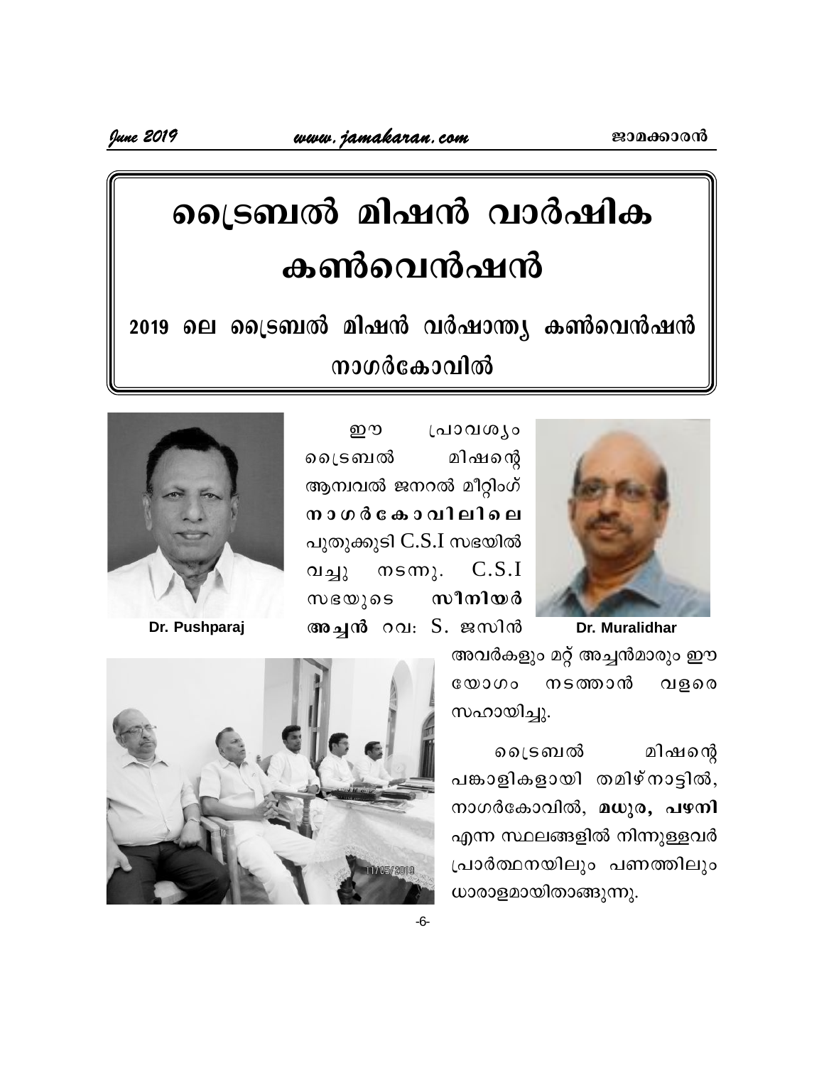# ട്രൈബൽ മിഷൻ വാർഷിക കൺവെൻഷൻ

## 2019 ലെ ട്രൈബൽ മിഷൻ വർഷാന്ത്യ കൺവെൻഷൻ നാഗർകോവിൽ

Dr. Pushparaj

Dr. Muralidhar

ഈ പ്രാവശ്യം ട്രൈബൽ മിഷന്റെ ആമ്പവൽ ജനറൽ മീറ്റിംഗ് **നാഗർകോവിലിലെ** പുതുക്കുടി C.S.I സഭയിൽ വച്ചു നടന്നു. C.S.I സഭയുടെ **സീനിയർ അച്ചൻ** റവ: S. ജസിൻ അവർകളും മറ്റ് അച്ചൻമാരും ഈ യോഗം നടത്താൻ വളരെ സഹായിച്ചു.

ട്രൈബൽ മിഷന്റെ പങ്കാളികളായി തമിഴ്നാട്ടിൽ, നാഗർകോവിൽ, **മധുര, പഴനി** എന്ന സ്ഥലങ്ങളിൽ നിന്നുള്ളവർ പ്രാർത്ഥനയിലും പണത്തിലും ധാരാളമായിതാങ്ങുന്നു.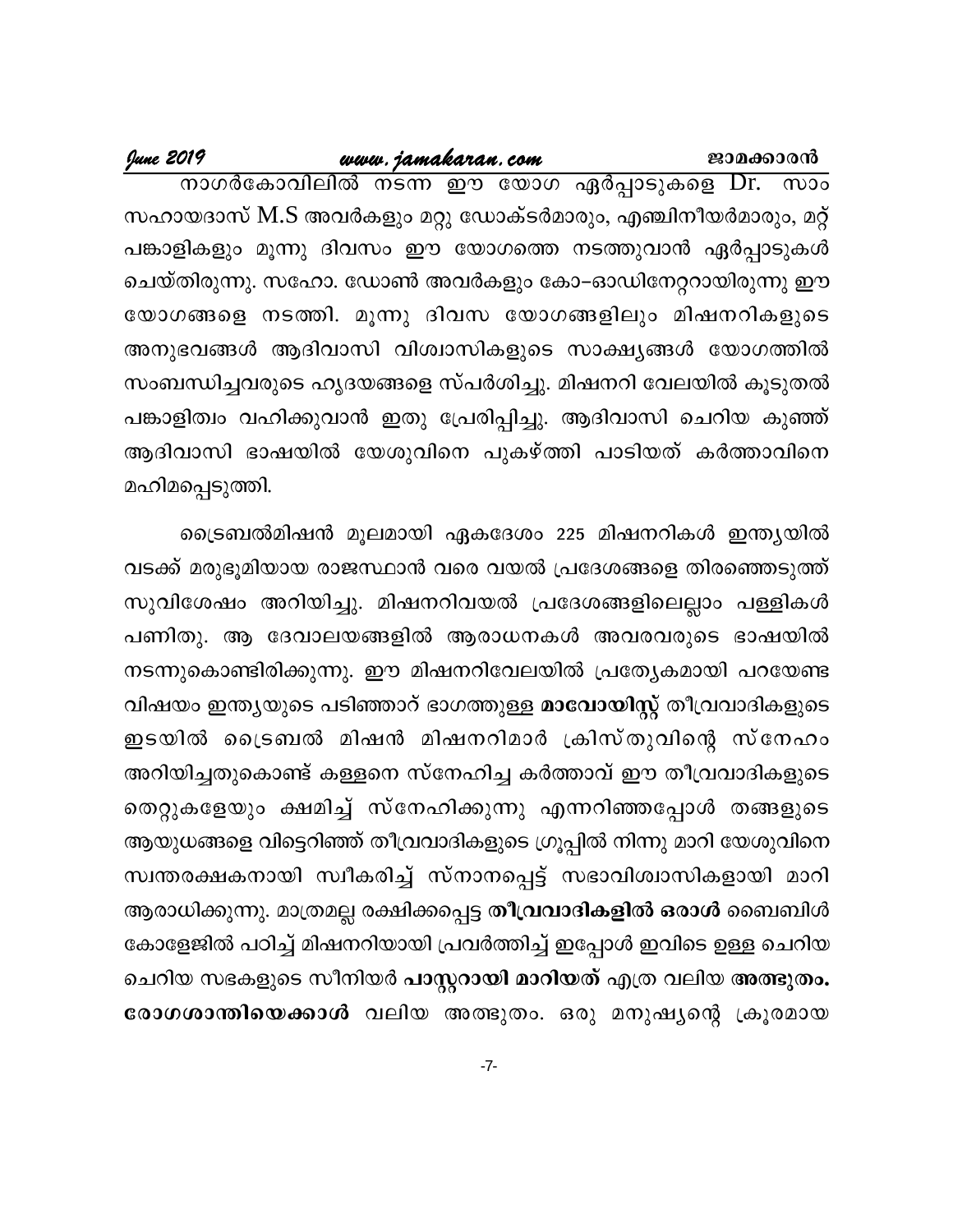നാഗർകോവിലിൽ നടന്ന ഈ യോഗ ഏർപ്പാടുകളെ Dr. സാം സഹായദാസ് M.S അവർകളും മറ്റു ഡോക്ടർമാരും, എഞ്ചിനീയർമാരും, മറ്റ് പങ്കാളികളും മൂന്നു ദിവസം ഈ യോഗത്തെ നടത്തുവാൻ ഏർപ്പാടുകൾ ചെയ്തിരുന്നു. സഹോ. ഡോൺ അവർകളും കോ–ഓഡിനേറ്ററായിരുന്നു ഈ യോഗങ്ങളെ നടത്തി. മൂന്നു ദിവസ യോഗങ്ങളിലും മിഷനറികളുടെ അനുഭവങ്ങൾ ആദിവാസി വിശ്വാസികളുടെ സാക്ഷ്യങ്ങൾ യോഗത്തിൽ സംബന്ധിച്ചവരുടെ ഹൃദയങ്ങളെ സ്പർശിച്ചു. മിഷനറി വേലയിൽ കൂടുതൽ പങ്കാളിത്വം വഹിക്കുവാൻ ഇതു പ്രേരിപ്പിച്ചു. ആദിവാസി ചെറിയ കുഞ്ഞ് ആദിവാസി ഭാഷയിൽ യേശുവിനെ പുകഴ്ത്തി പാടിയത് കർത്താവിനെ മഹിമപ്പെടുത്തി.

ട്രൈബൽമിഷൻ മൂലമായി ഏകദേശം 225 മിഷനറികൾ ഇന്ത്യയിൽ വടക്ക് മരുഭൂമിയായ രാജസ്ഥാൻ വരെ വയൽ പ്രദേശങ്ങളെ തിരഞ്ഞെടുത്ത് സുവിശേഷം അറിയിച്ചു. മിഷനറിവയൽ പ്രദേശങ്ങളിലെല്ലാം പള്ളികൾ പണിതു. ആ ദേവാലയങ്ങളിൽ ആരാധനകൾ അവരവരുടെ ഭാഷയിൽ നടന്നുകൊണ്ടിരിക്കുന്നു. ഈ മിഷനറിവേലയിൽ പ്രത്യേകമായി പറയേണ്ട വിഷയം ഇന്ത്യയുടെ പടിഞ്ഞാറ് ഭാഗത്തുള്ള **മാവോയിസ്റ്റ്** തീവ്രവാദികളുടെ ഇടയിൽ ട്രൈബൽ മിഷൻ മിഷനറിമാർ ക്രിസ്തുവിന്റെ സ്നേഹം അറിയിച്ചതുകൊണ്ട് കള്ളനെ സ്നേഹിച്ച കർത്താവ് ഈ തീവ്രവാദികളുടെ തെറ്റുകളേയും ക്ഷമിച്ച് സ്നേഹിക്കുന്നു എന്നറിഞ്ഞപ്പോൾ തങ്ങളുടെ ആയുധങ്ങളെ വിട്ടെറിഞ്ഞ് തീവ്രവാദികളുടെ ഗ്രൂപ്പിൽ നിന്നു മാറി യേശുവിനെ സ്വന്തരക്ഷകനായി സ്വീകരിച്ച് സ്നാനപ്പെട്ട് സഭാവിശ്വാസികളായി മാറി ആരാധിക്കുന്നു. മാത്രമല്ല രക്ഷിക്കപ്പെട്ട **തീവ്രവാദികളിൽ ഒരാൾ** ബൈബിൾ കോളേജിൽ പഠിച്ച് മിഷനറിയായി പ്രവർത്തിച്ച് ഇപ്പോൾ ഇവിടെ ഉള്ള ചെറിയ ചെറിയ സഭകളുടെ സീനിയർ **പാസ്റ്ററായി മാറിയത്** എത്ര വലിയ **അത്ഭുതം. രോഗശാന്തിയെക്കാൾ** വലിയ അത്ഭുതം. ഒരു മനുഷ്യന്റെ ക്രൂരമായ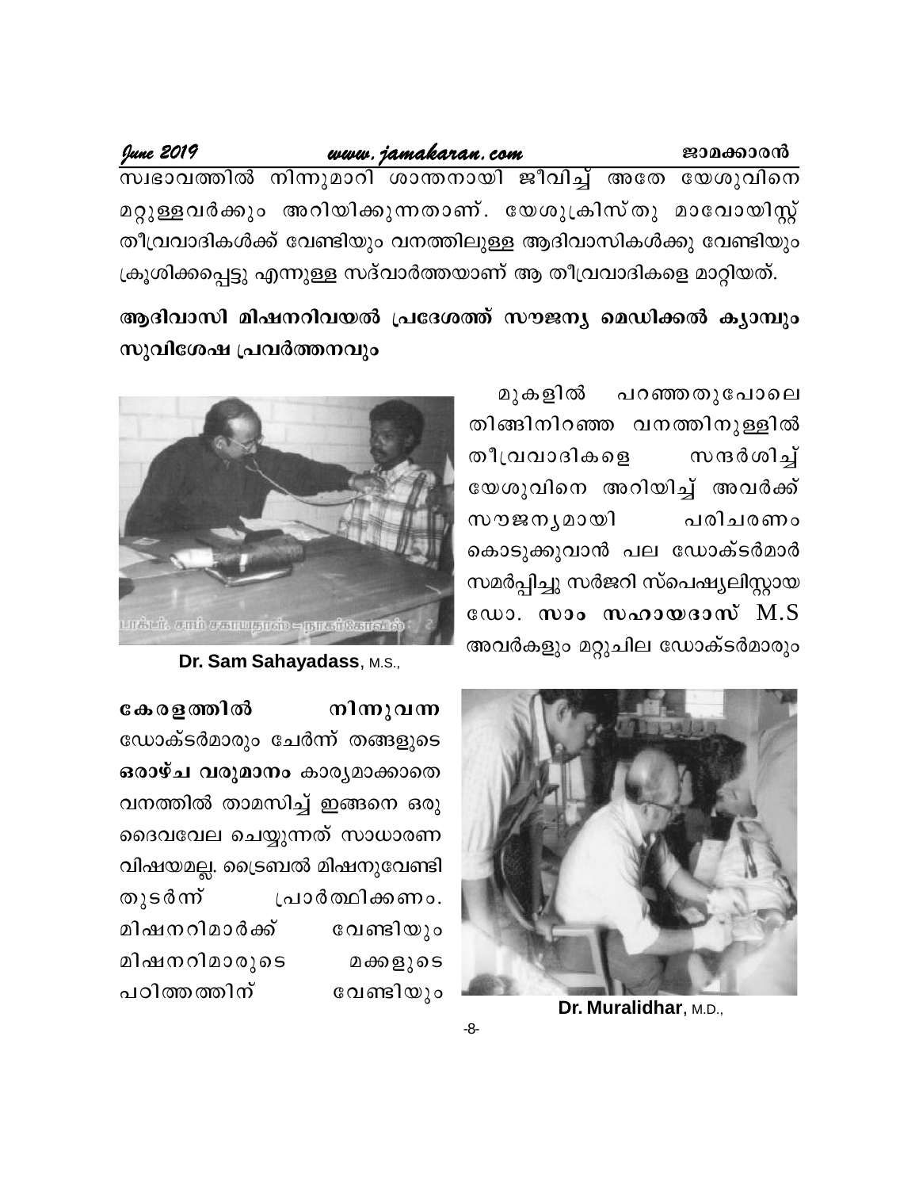സ്വഭാവത്തിൽ നിന്നുമാറി ശാന്തനായി ജീവിച്ച് അതേ യേശുവിനെ മറ്റുള്ളവർക്കും അറിയിക്കുന്നതാണ്. യേശുക്രിസ്തു മാവോയിസ്റ്റ് തീവ്രവാദികൾക്ക് വേണ്ടിയും വനത്തിലുള്ള ആദിവാസികൾക്കു വേണ്ടിയും ക്രൂശിക്കപ്പെട്ടു എന്നുള്ള സദ്വാർത്തയാണ് ആ തീവ്രവാദികളെ മാറ്റിയത്.

## ആദിവാസി മിഷനറിവയൽ പ്രദേശത്ത് സൗജന്യ മെഡിക്കൽ ക്യാമ്പും സുവിശേഷ പ്രവർത്തനവും

**Dr. Sam Sahayadass**, M.S.,

മുകളിൽ പറഞ്ഞതുപോലെ തിങ്ങിനിറഞ്ഞ വനത്തിനുള്ളിൽ തീവ്രവാദികളെ സന്ദർശിച്ച് യേശുവിനെ അറിയിച്ച് അവർക്ക് സൗജന്യമായി പരിചരണം കൊടുക്കുവാൻ പല ഡോക്ടർമാർ സമർപ്പിച്ചു സർജറി സ്പെഷ്യലിസ്റ്റായ ഡോ. **സാം സഹായദാസ്** M.S അവർകളും മറ്റുചില ഡോക്ടർമാരും **കേരളത്തിൽ നിന്നുവന്ന** ഡോക്ടർമാരും ചേർന്ന് തങ്ങളുടെ **ഒരാഴ്ച വരുമാനം** കാര്യമാക്കാതെ വനത്തിൽ താമസിച്ച് ഇങ്ങനെ ഒരു ദൈവവേല ചെയ്യുന്നത് സാധാരണ വിഷയമല്ല. ട്രൈബൽ മിഷനുവേണ്ടി തുടർന്ന് പ്രാർത്ഥിക്കണം. മിഷനറിമാർക്ക് വേണ്ടിയും മിഷനറിമാരുടെ മക്കളുടെ പഠിത്തത്തിന് വേണ്ടിയും

**Dr. Muralidhar**, M.D.,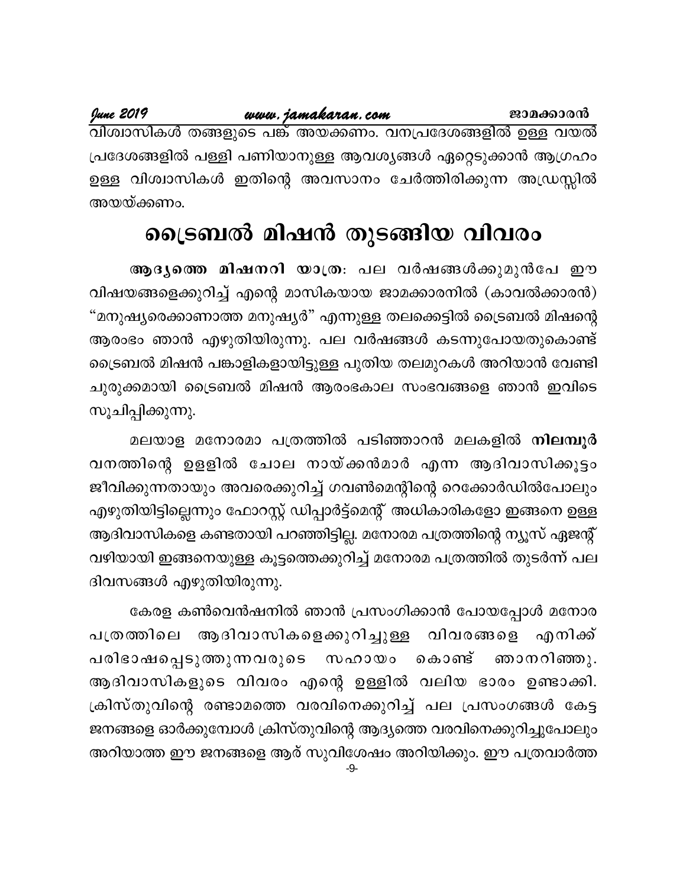വിശ്വാസികൾ തങ്ങളുടെ പങ്ക് അയക്കണം. വനപ്രദേശങ്ങളിൽ ഉള്ള വയൽ പ്രദേശങ്ങളിൽ പള്ളി പണിയാനുള്ള ആവശ്യങ്ങൾ ഏറ്റെടുക്കാൻ ആഗ്രഹം ഉള്ള വിശ്വാസികൾ ഇതിന്റെ അവസാനം ചേർത്തിരിക്കുന്ന അഡ്രസ്സിൽ അയയ്ക്കണം.

# ട്രൈബൽ മിഷൻ തുടങ്ങിയ വിവരം

**ആദ്യത്തെ മിഷനറി യാത്ര**: പല വർഷങ്ങൾക്കുമുൻപേ ഈ വിഷയങ്ങളെക്കുറിച്ച് എന്റെ മാസികയായ ജാമക്കാരനിൽ (കാവൽക്കാരൻ) “മനുഷ്യരെക്കാണാത്ത മനുഷ്യർ” എന്നുള്ള തലക്കെട്ടിൽ ട്രൈബൽ മിഷന്റെ ആരംഭം ഞാൻ എഴുതിയിരുന്നു. പല വർഷങ്ങൾ കടന്നുപോയതുകൊണ്ട് ട്രൈബൽ മിഷൻ പങ്കാളികളായിട്ടുള്ള പുതിയ തലമുറകൾ അറിയാൻ വേണ്ടി ചുരുക്കമായി ട്രൈബൽ മിഷൻ ആരംഭകാല സംഭവങ്ങളെ ഞാൻ ഇവിടെ സൂചിപ്പിക്കുന്നു.

മലയാള മനോരമാ പത്രത്തിൽ പടിഞ്ഞാറൻ മലകളിൽ **നിലമ്പൂർ** വനത്തിന്റെ ഉള്ളിൽ ചോല നായ്ക്കൻമാർ എന്ന ആദിവാസിക്കൂട്ടം ജീവിക്കുന്നതായും അവരെക്കുറിച്ച് ഗവൺമെന്റിന്റെ റെക്കോർഡിൽപോലും എഴുതിയിട്ടില്ലെന്നും ഫോറസ്റ്റ് ഡിപ്പാർട്ട്മെന്റ് അധികാരികളോ ഇങ്ങനെ ഉള്ള ആദിവാസികളെ കണ്ടതായി പറഞ്ഞിട്ടില്ല. മനോരമ പത്രത്തിന്റെ ന്യൂസ് ഏജന്റ് വഴിയായി ഇങ്ങനെയുള്ള കൂട്ടത്തെക്കുറിച്ച് മനോരമ പത്രത്തിൽ തുടർന്ന് പല ദിവസങ്ങൾ എഴുതിയിരുന്നു.

കേരള കൺവെൻഷനിൽ ഞാൻ പ്രസംഗിക്കാൻ പോയപ്പോൾ മനോരമ പത്രത്തിലെ ആദിവാസികളെക്കുറിച്ചുള്ള വിവരങ്ങളെ എനിക്ക് പരിഭാഷപ്പെടുത്തുന്നവരുടെ സഹായം കൊണ്ട് ഞാനറിഞ്ഞു. ആദിവാസികളുടെ വിവരം എന്റെ ഉള്ളിൽ വലിയ ഭാരം ഉണ്ടാക്കി. ക്രിസ്തുവിന്റെ രണ്ടാമത്തെ വരവിനെക്കുറിച്ച് പല പ്രസംഗങ്ങൾ കേട്ട ജനങ്ങളെ ഓർക്കുമ്പോൾ ക്രിസ്തുവിന്റെ ആദ്യത്തെ വരവിനെക്കുറിച്ചുപോലും അറിയാത്ത ഈ ജനങ്ങളെ ആര് സുവിശേഷം അറിയിക്കും. ഈ പത്രവാർത്ത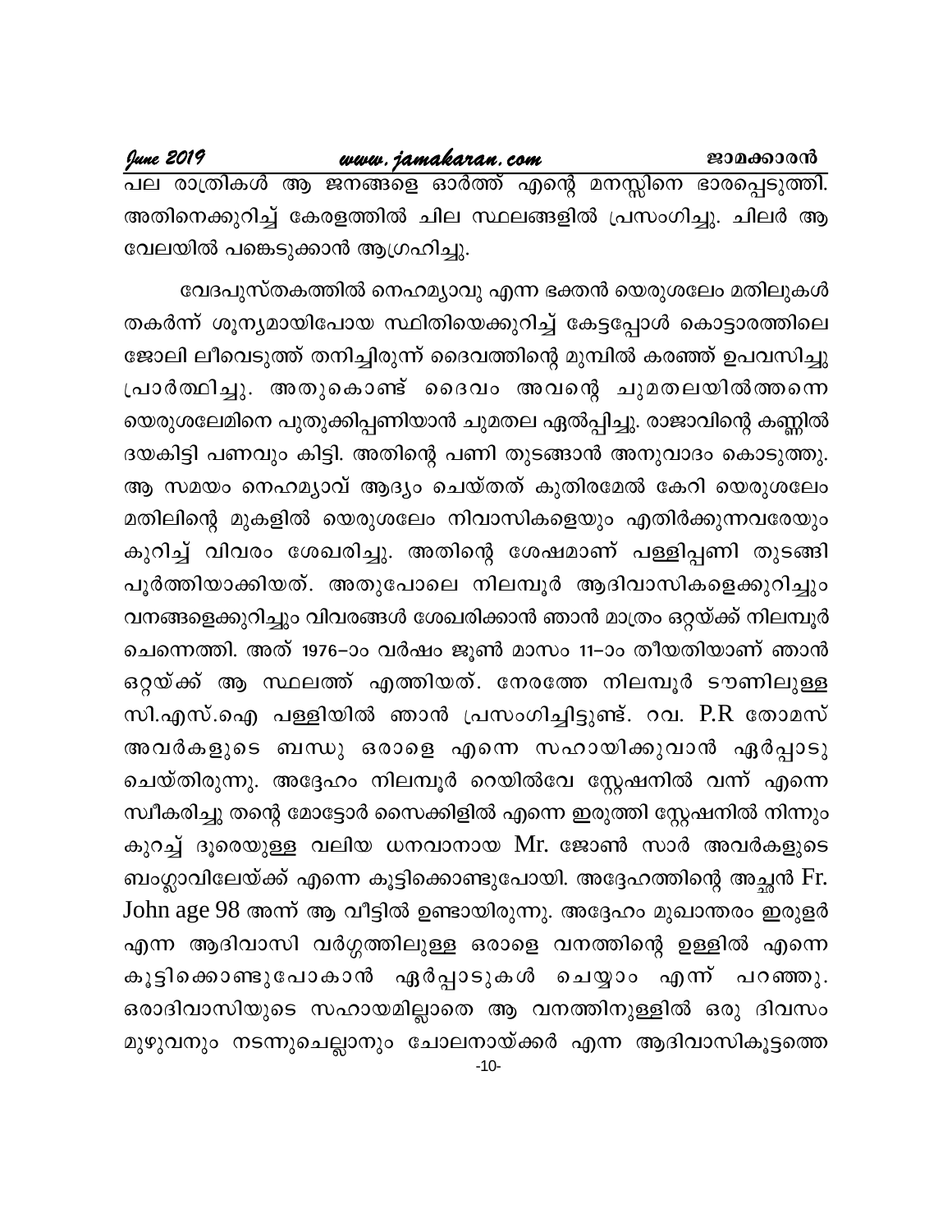പല രാത്രികൾ ആ ജനങ്ങളെ ഓർത്ത് എന്റെ മനസ്സിനെ ഭാരപ്പെടുത്തി. അതിനെക്കുറിച്ച് കേരളത്തിൽ ചില സ്ഥലങ്ങളിൽ പ്രസംഗിച്ചു. ചിലർ ആ വേലയിൽ പങ്കെടുക്കാൻ ആഗ്രഹിച്ചു.

വേദപുസ്തകത്തിൽ നെഹമ്യാവു എന്ന ഭക്തൻ യെരുശലേം മതിലുകൾ തകർന്ന് ശൂന്യമായിപോയ സ്ഥിതിയെക്കുറിച്ച് കേട്ടപ്പോൾ കൊട്ടാരത്തിലെ ജോലി ലീവെടുത്ത് തനിച്ചിരുന്ന് ദൈവത്തിന്റെ മുമ്പിൽ കരഞ്ഞ് ഉപവസിച്ചു പ്രാർത്ഥിച്ചു. അതുകൊണ്ട് ദൈവം അവന്റെ ചുമതലയിൽത്തന്നെ യെരുശലേമിനെ പുതുക്കിപ്പണിയാൻ ചുമതല ഏൽപ്പിച്ചു. രാജാവിന്റെ കണ്ണിൽ ദയകിട്ടി പണവും കിട്ടി. അതിന്റെ പണി തുടങ്ങാൻ അനുവാദം കൊടുത്തു. ആ സമയം നെഹമ്യാവ് ആദ്യം ചെയ്തത് കുതിരമേൽ കേറി യെരുശലേം മതിലിന്റെ മുകളിൽ യെരുശലേം നിവാസികളെയും എതിർക്കുന്നവരേയും കുറിച്ച് വിവരം ശേഖരിച്ചു. അതിന്റെ ശേഷമാണ് പള്ളിപ്പണി തുടങ്ങി പൂർത്തിയാക്കിയത്. അതുപോലെ നിലമ്പൂർ ആദിവാസികളെക്കുറിച്ചും വനങ്ങളെക്കുറിച്ചും വിവരങ്ങൾ ശേഖരിക്കാൻ ഞാൻ മാത്രം ഒറ്റയ്ക്ക് നിലമ്പൂർ ചെന്നെത്തി. അത് 1976–ാം വർഷം ജൂൺ മാസം 11–ാം തീയതിയാണ് ഞാൻ ഒറ്റയ്ക്ക് ആ സ്ഥലത്ത് എത്തിയത്. നേരത്തേ നിലമ്പൂർ ടൗണിലുള്ള സി.എസ്.ഐ പള്ളിയിൽ ഞാൻ പ്രസംഗിച്ചിട്ടുണ്ട്. റവ. P.R തോമസ് അവർകളുടെ ബന്ധു ഒരാളെ എന്നെ സഹായിക്കുവാൻ ഏർപ്പാടു ചെയ്തിരുന്നു. അദ്ദേഹം നിലമ്പൂർ റെയിൽവേ സ്റ്റേഷനിൽ വന്ന് എന്നെ സ്വീകരിച്ചു തന്റെ മോട്ടോർ സൈക്കിളിൽ എന്നെ ഇരുത്തി സ്റ്റേഷനിൽ നിന്നും കുറച്ച് ദൂരെയുള്ള വലിയ ധനവാനായ Mr. ജോൺ സാർ അവർകളുടെ ബംഗ്ലാവിലേയ്ക്ക് എന്നെ കൂട്ടിക്കൊണ്ടുപോയി. അദ്ദേഹത്തിന്റെ അച്ഛൻ Fr. John age 98 അന്ന് ആ വീട്ടിൽ ഉണ്ടായിരുന്നു. അദ്ദേഹം മുഖാന്തരം ഇരുളർ എന്ന ആദിവാസി വർഗ്ഗത്തിലുള്ള ഒരാളെ വനത്തിന്റെ ഉള്ളിൽ എന്നെ കൂട്ടിക്കൊണ്ടുപോകാൻ ഏർപ്പാടുകൾ ചെയ്യാം എന്ന് പറഞ്ഞു. ഒരാദിവാസിയുടെ സഹായമില്ലാതെ ആ വനത്തിനുള്ളിൽ ഒരു ദിവസം മുഴുവനും നടന്നുചെല്ലാനും ചോലനായ്ക്കർ എന്ന ആദിവാസികൂട്ടത്തെ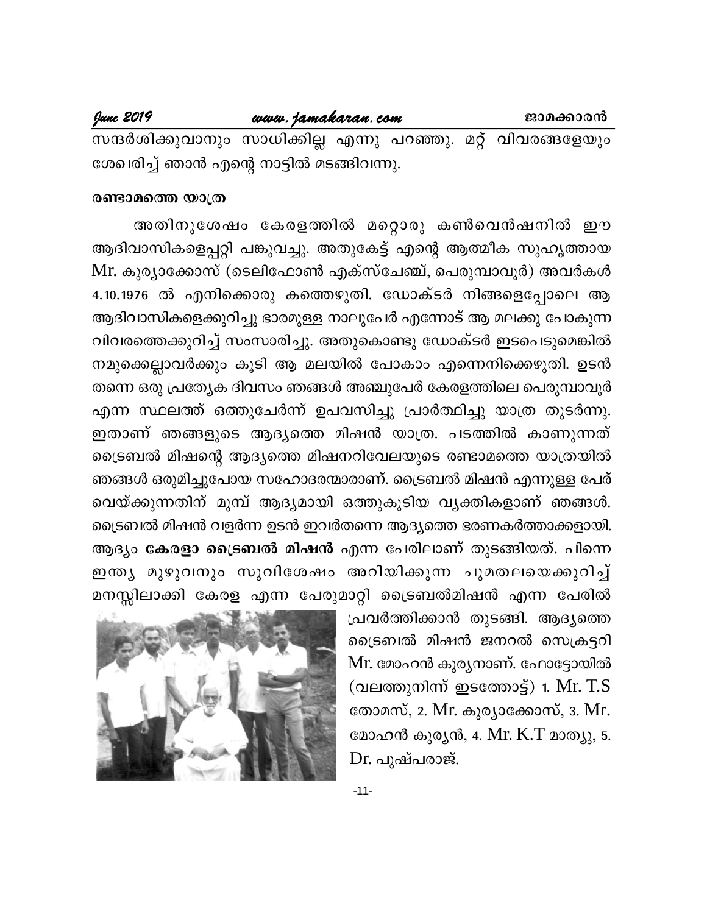സന്ദർശിക്കുവാനും സാധിക്കില്ല എന്നു പറഞ്ഞു. മറ്റ് വിവരങ്ങളേയും ശേഖരിച്ച് ഞാൻ എന്റെ നാട്ടിൽ മടങ്ങിവന്നു.

**രണ്ടാമത്തെ യാത്ര**

അതിനുശേഷം കേരളത്തിൽ മറ്റൊരു കൺവെൻഷനിൽ ഈ ആദിവാസികളെപ്പറ്റി പങ്കുവച്ചു. അതുകേട്ട് എന്റെ ആത്മീക സുഹൃത്തായ Mr. കുര്യാക്കോസ് (ടെലിഫോൺ എക്സ്ചേഞ്ച്, പെരുമ്പാവൂർ) അവർകൾ 4.10.1976 ൽ എനിക്കൊരു കത്തെഴുതി. ഡോക്ടർ നിങ്ങളെപ്പോലെ ആ ആദിവാസികളെക്കുറിച്ചു ഭാരമുള്ള നാലുപേർ എന്നോട് ആ മലക്കു പോകുന്ന വിവരത്തെക്കുറിച്ച് സംസാരിച്ചു. അതുകൊണ്ടു ഡോക്ടർ ഇടപെടുമെങ്കിൽ നമുക്കെല്ലാവർക്കും കൂടി ആ മലയിൽ പോകാം എന്നെനിക്കെഴുതി. ഉടൻ തന്നെ ഒരു പ്രത്യേക ദിവസം ഞങ്ങൾ അഞ്ചുപേർ കേരളത്തിലെ പെരുമ്പാവൂർ എന്ന സ്ഥലത്ത് ഒത്തുചേർന്ന് ഉപവസിച്ചു പ്രാർത്ഥിച്ചു യാത്ര തുടർന്നു. ഇതാണ് ഞങ്ങളുടെ ആദ്യത്തെ മിഷൻ യാത്ര. പടത്തിൽ കാണുന്നത് ട്രൈബൽ മിഷന്റെ ആദ്യത്തെ മിഷനറിവേലയുടെ രണ്ടാമത്തെ യാത്രയിൽ ഞങ്ങൾ ഒരുമിച്ചുപോയ സഹോദരന്മാരാണ്. ട്രൈബൽ മിഷൻ എന്നുള്ള പേര് വെയ്ക്കുന്നതിന് മുമ്പ് ആദ്യമായി ഒത്തുകൂടിയ വ്യക്തികളാണ് ഞങ്ങൾ. ട്രൈബൽ മിഷൻ വളർന്ന ഉടൻ ഇവർതന്നെ ആദ്യത്തെ ഭരണകർത്താക്കളായി. ആദ്യം **കേരളാ ട്രൈബൽ മിഷൻ** എന്ന പേരിലാണ് തുടങ്ങിയത്. പിന്നെ ഇന്ത്യ മുഴുവനും സുവിശേഷം അറിയിക്കുന്ന ചുമതലയെക്കുറിച്ച് മനസ്സിലാക്കി കേരള എന്ന പേരുമാറ്റി ട്രൈബൽമിഷൻ എന്ന പേരിൽ പ്രവർത്തിക്കാൻ തുടങ്ങി. ആദ്യത്തെ ട്രൈബൽ മിഷൻ ജനറൽ സെക്രട്ടറി Mr. മോഹൻ കുര്യനാണ്. ഫോട്ടോയിൽ (വലത്തുനിന്ന് ഇടത്തോട്ട്) 1. Mr. T.S തോമസ്, 2. Mr. കുര്യാക്കോസ്, 3. Mr. മോഹൻ കുര്യൻ, 4. Mr. K.T മാത്യു, 5. Dr. പുഷ്പരാജ്.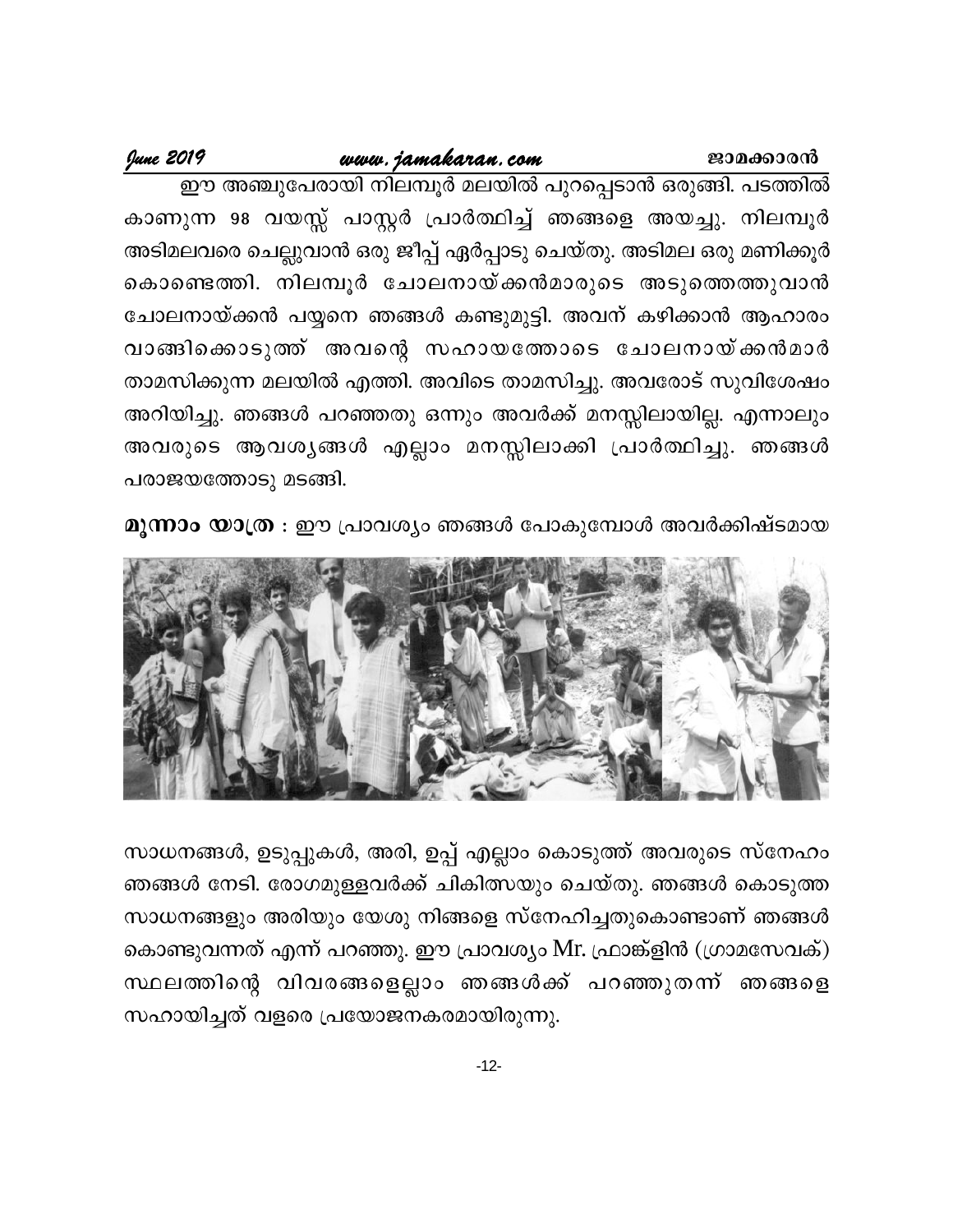ഈ അഞ്ചുപേരായി നിലമ്പൂർ മലയിൽ പുറപ്പെടാൻ ഒരുങ്ങി. പടത്തിൽ കാണുന്ന 98 വയസ്സ് പാസ്റ്റർ പ്രാർത്ഥിച്ച് ഞങ്ങളെ അയച്ചു. നിലമ്പൂർ അടിമലവരെ ചെല്ലുവാൻ ഒരു ജീപ്പ് ഏർപ്പാടു ചെയ്തു. അടിമല ഒരു മണിക്കൂർ കൊണ്ടെത്തി. നിലമ്പൂർ ചോലനായ്ക്കൻമാരുടെ അടുത്തെത്തുവാൻ ചോലനായ്ക്കൻ പയ്യനെ ഞങ്ങൾ കണ്ടുമുട്ടി. അവന് കഴിക്കാൻ ആഹാരം വാങ്ങിക്കൊടുത്ത് അവന്റെ സഹായത്തോടെ ചോലനായ്ക്കൻമാർ താമസിക്കുന്ന മലയിൽ എത്തി. അവിടെ താമസിച്ചു. അവരോട് സുവിശേഷം അറിയിച്ചു. ഞങ്ങൾ പറഞ്ഞതു ഒന്നും അവർക്ക് മനസ്സിലായില്ല. എന്നാലും അവരുടെ ആവശ്യങ്ങൾ എല്ലാം മനസ്സിലാക്കി പ്രാർത്ഥിച്ചു. ഞങ്ങൾ പരാജയത്തോടു മടങ്ങി.

**മൂന്നാം യാത്ര** : ഈ പ്രാവശ്യം ഞങ്ങൾ പോകുമ്പോൾ അവർക്കിഷ്ടമായ സാധനങ്ങൾ, ഉടുപ്പുകൾ, അരി, ഉപ്പ് എല്ലാം കൊടുത്ത് അവരുടെ സ്നേഹം ഞങ്ങൾ നേടി. രോഗമുള്ളവർക്ക് ചികിത്സയും ചെയ്തു. ഞങ്ങൾ കൊടുത്ത സാധനങ്ങളും അരിയും യേശു നിങ്ങളെ സ്നേഹിച്ചതുകൊണ്ടാണ് ഞങ്ങൾ കൊണ്ടുവന്നത് എന്ന് പറഞ്ഞു. ഈ പ്രാവശ്യം Mr. ഫ്രാങ്ക്ളിൻ (ഗ്രാമസേവക്) സ്ഥലത്തിന്റെ വിവരങ്ങളെല്ലാം ഞങ്ങൾക്ക് പറഞ്ഞുതന്ന് ഞങ്ങളെ സഹായിച്ചത് വളരെ പ്രയോജനകരമായിരുന്നു.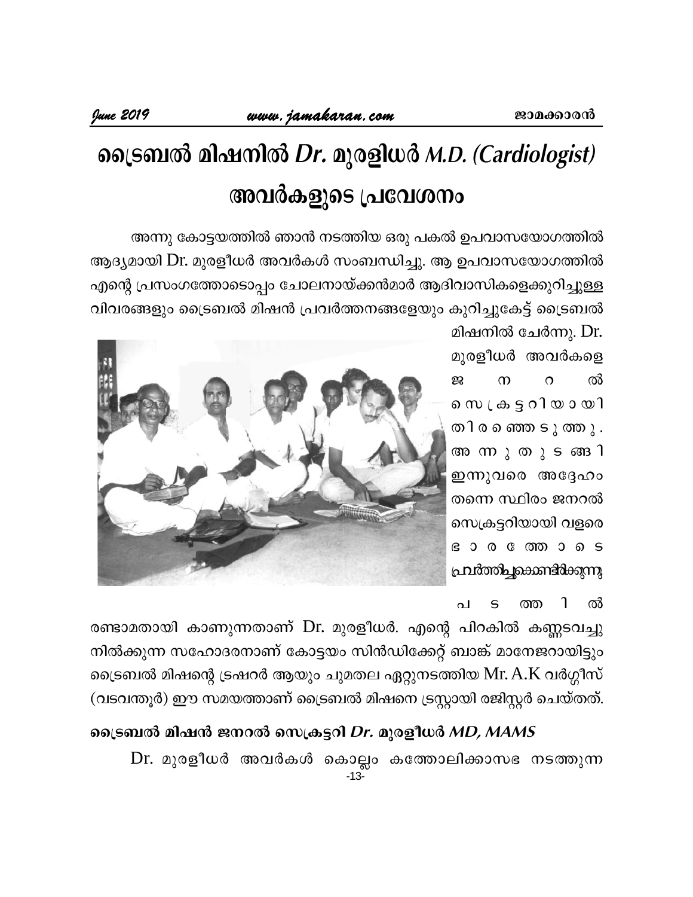# ട്രൈബൽ മിഷനിൽ *Dr.* മുരളിധർ *M.D. (Cardiologist)* അവർകളുടെ പ്രവേശനം

അന്നു കോട്ടയത്തിൽ ഞാൻ നടത്തിയ ഒരു പകൽ ഉപവാസയോഗത്തിൽ ആദ്യമായി Dr. മുരളീധർ അവർകൾ സംബന്ധിച്ചു. ആ ഉപവാസയോഗത്തിൽ എന്റെ പ്രസംഗത്തോടൊപ്പം ചോലനായ്ക്കൻമാർ ആദിവാസികളെക്കുറിച്ചുള്ള വിവരങ്ങളും ട്രൈബൽ മിഷൻ പ്രവർത്തനങ്ങളേയും കുറിച്ചുകേട്ട് ട്രൈബൽ മിഷനിൽ ചേർന്നു. Dr. മുരളീധർ അവർകളെ ജനറൽ സെക്രട്ടറിയായി തിരഞ്ഞെടുത്തു. അന്നുതുടങ്ങി ഇന്നുവരെ അദ്ദേഹം തന്നെ സ്ഥിരം ജനറൽ സെക്രട്ടറിയായി വളരെ ഭാരത്തോടെ പ്രവർത്തിച്ചുകൊണ്ടിരിക്കുന്നു

പടത്തിൽ രണ്ടാമതായി കാണുന്നതാണ് Dr. മുരളീധർ. എന്റെ പിറകിൽ കണ്ണടവച്ചു നിൽക്കുന്ന സഹോദരനാണ് കോട്ടയം സിൻഡിക്കേറ്റ് ബാങ്ക് മാനേജറായിട്ടും ട്രൈബൽ മിഷന്റെ ട്രഷറർ ആയും ചുമതല ഏറ്റുനടത്തിയ Mr. A.K വർഗ്ഗീസ് (വടവന്തൂർ) ഈ സമയത്താണ് ട്രൈബൽ മിഷനെ ട്രസ്റ്റായി രജിസ്റ്റർ ചെയ്തത്.

### ട്രൈബൽ മിഷൻ ജനറൽ സെക്രട്ടറി *Dr.* മുരളീധർ *MD, MAMS*

Dr. മുരളീധർ അവർകൾ കൊല്ലം കത്തോലിക്കാസഭ നടത്തുന്ന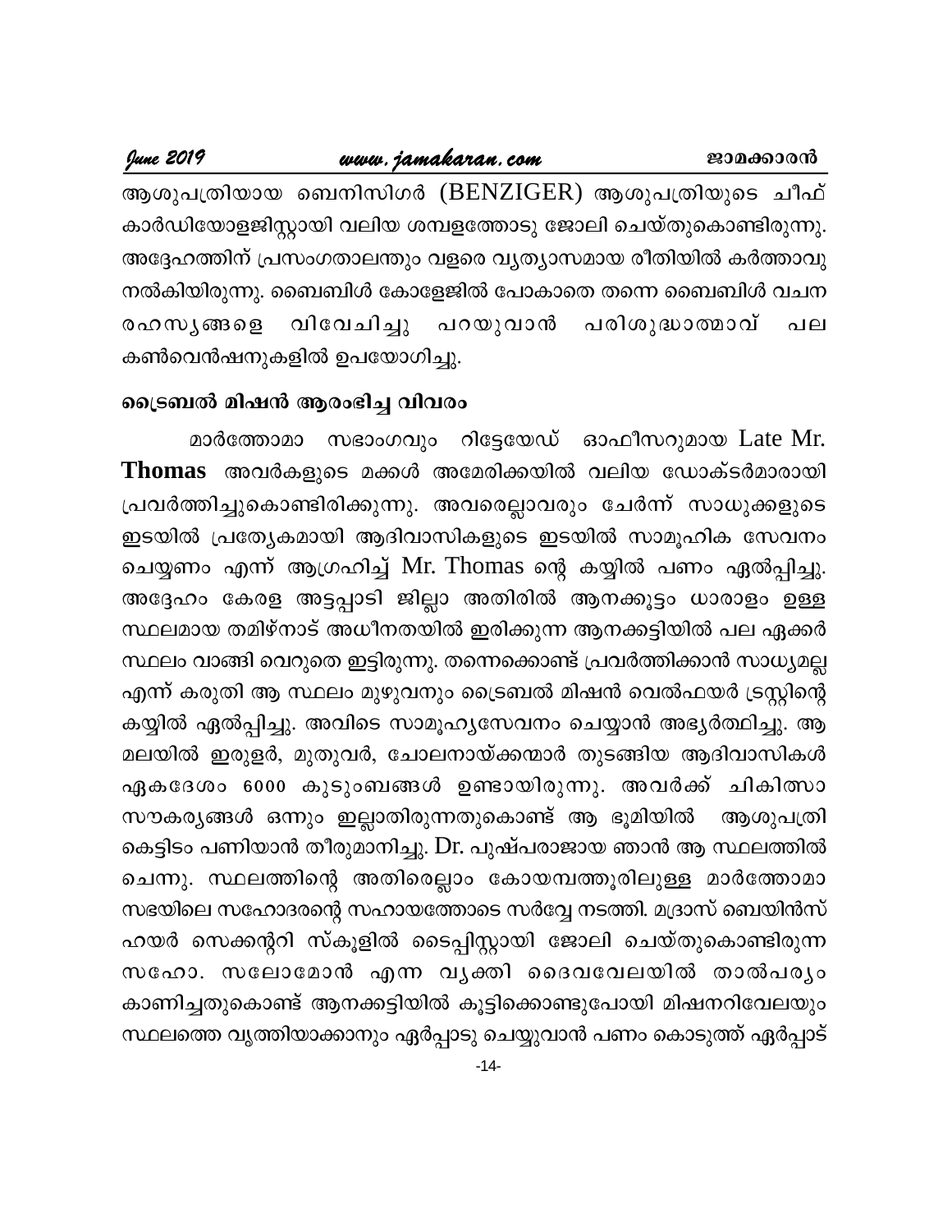ആശുപത്രിയായ ബെനിസിഗർ (BENZIGER) ആശുപത്രിയുടെ ചീഫ് കാർഡിയോളജിസ്റ്റായി വലിയ ശമ്പളത്തോടു ജോലി ചെയ്തുകൊണ്ടിരുന്നു. അദ്ദേഹത്തിന് പ്രസംഗതാലന്തും വളരെ വ്യത്യാസമായ രീതിയിൽ കർത്താവു നൽകിയിരുന്നു. ബൈബിൾ കോളേജിൽ പോകാതെ തന്നെ ബൈബിൾ വചന രഹസ്യങ്ങളെ വിവേചിച്ചു പറയുവാൻ പരിശുദ്ധാത്മാവ് പല കൺവെൻഷനുകളിൽ ഉപയോഗിച്ചു.

### ട്രൈബൽ മിഷൻ ആരംഭിച്ച വിവരം

മാർത്തോമാ സഭാംഗവും റിട്ടേയേഡ് ഓഫീസറുമായ Late Mr. **Thomas** അവർകളുടെ മക്കൾ അമേരിക്കയിൽ വലിയ ഡോക്ടർമാരായി പ്രവർത്തിച്ചുകൊണ്ടിരിക്കുന്നു. അവരെല്ലാവരും ചേർന്ന് സാധുക്കളുടെ ഇടയിൽ പ്രത്യേകമായി ആദിവാസികളുടെ ഇടയിൽ സാമൂഹിക സേവനം ചെയ്യണം എന്ന് ആഗ്രഹിച്ച് Mr. Thomas ന്റെ കയ്യിൽ പണം ഏൽപ്പിച്ചു. അദ്ദേഹം കേരള അട്ടപ്പാടി ജില്ലാ അതിരിൽ ആനക്കൂട്ടം ധാരാളം ഉള്ള സ്ഥലമായ തമിഴ്നാട് അധീനതയിൽ ഇരിക്കുന്ന ആനക്കട്ടിയിൽ പല ഏക്കർ സ്ഥലം വാങ്ങി വെറുതെ ഇട്ടിരുന്നു. തന്നെക്കൊണ്ട് പ്രവർത്തിക്കാൻ സാധ്യമല്ല എന്ന് കരുതി ആ സ്ഥലം മുഴുവനും ട്രൈബൽ മിഷൻ വെൽഫയർ ട്രസ്റ്റിന്റെ കയ്യിൽ ഏൽപ്പിച്ചു. അവിടെ സാമൂഹ്യസേവനം ചെയ്യാൻ അഭ്യർത്ഥിച്ചു. ആ മലയിൽ ഇരുളർ, മുതുവർ, ചോലനായ്ക്കന്മാർ തുടങ്ങിയ ആദിവാസികൾ ഏകദേശം 6000 കുടുംബങ്ങൾ ഉണ്ടായിരുന്നു. അവർക്ക് ചികിത്സാ സൗകര്യങ്ങൾ ഒന്നും ഇല്ലാതിരുന്നതുകൊണ്ട് ആ ഭൂമിയിൽ ആശുപത്രി കെട്ടിടം പണിയാൻ തീരുമാനിച്ചു. Dr. പുഷ്പരാജായ ഞാൻ ആ സ്ഥലത്തിൽ ചെന്നു. സ്ഥലത്തിന്റെ അതിരെല്ലാം കോയമ്പത്തൂരിലുള്ള മാർത്തോമാ സഭയിലെ സഹോദരന്റെ സഹായത്തോടെ സർവ്വേ നടത്തി. മദ്രാസ് ബെയിൻസ് ഹയർ സെക്കന്ററി സ്കൂളിൽ ടൈപ്പിസ്റ്റായി ജോലി ചെയ്തുകൊണ്ടിരുന്ന സഹോ. സലോമോൻ എന്ന വ്യക്തി ദൈവവേലയിൽ താൽപര്യം കാണിച്ചതുകൊണ്ട് ആനക്കട്ടിയിൽ കൂട്ടിക്കൊണ്ടുപോയി മിഷനറിവേലയും സ്ഥലത്തെ വൃത്തിയാക്കാനും ഏർപ്പാടു ചെയ്യുവാൻ പണം കൊടുത്ത് ഏർപ്പാട്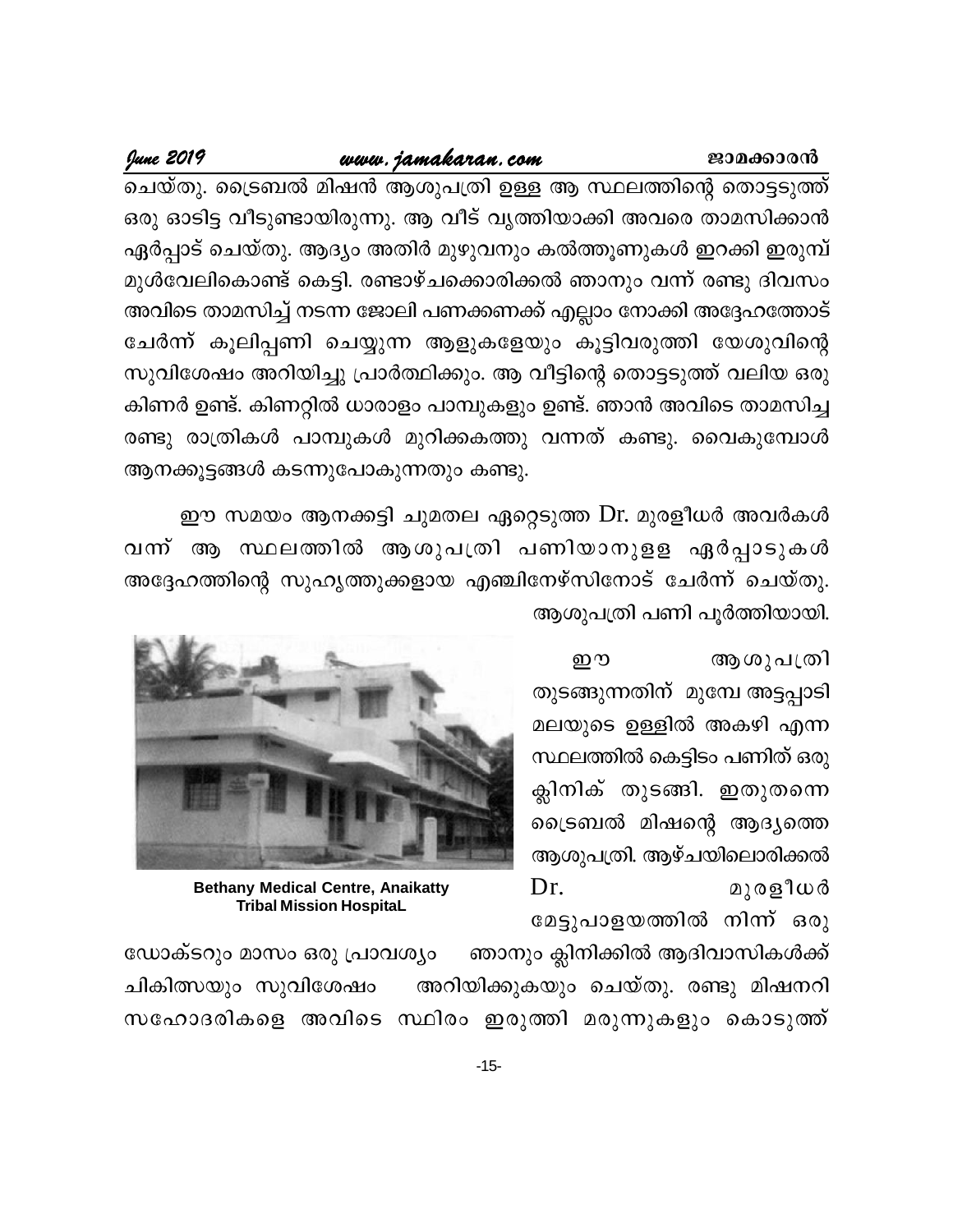ചെയ്തു. ട്രൈബൽ മിഷൻ ആശുപത്രി ഉള്ള ആ സ്ഥലത്തിന്റെ തൊട്ടടുത്ത് ഒരു ഓടിട്ട വീടുണ്ടായിരുന്നു. ആ വീട് വൃത്തിയാക്കി അവരെ താമസിക്കാൻ ഏർപ്പാട് ചെയ്തു. ആദ്യം അതിർ മുഴുവനും കൽത്തൂണുകൾ ഇറക്കി ഇരുമ്പ് മുൾവേലികൊണ്ട് കെട്ടി. രണ്ടാഴ്ചക്കൊരിക്കൽ ഞാനും വന്ന് രണ്ടു ദിവസം അവിടെ താമസിച്ച് നടന്ന ജോലി പണക്കണക്ക് എല്ലാം നോക്കി അദ്ദേഹത്തോട് ചേർന്ന് കൂലിപ്പണി ചെയ്യുന്ന ആളുകളേയും കൂട്ടിവരുത്തി യേശുവിന്റെ സുവിശേഷം അറിയിച്ചു പ്രാർത്ഥിക്കും. ആ വീട്ടിന്റെ തൊട്ടടുത്ത് വലിയ ഒരു കിണർ ഉണ്ട്. കിണറ്റിൽ ധാരാളം പാമ്പുകളും ഉണ്ട്. ഞാൻ അവിടെ താമസിച്ച രണ്ടു രാത്രികൾ പാമ്പുകൾ മുറിക്കകത്തു വന്നത് കണ്ടു. വൈകുമ്പോൾ ആനക്കൂട്ടങ്ങൾ കടന്നുപോകുന്നതും കണ്ടു.

ഈ സമയം ആനക്കട്ടി ചുമതല ഏറ്റെടുത്ത Dr. മുരളീധർ അവർകൾ വന്ന് ആ സ്ഥലത്തിൽ ആശുപത്രി പണിയാനുള്ള ഏർപ്പാടുകൾ അദ്ദേഹത്തിന്റെ സുഹൃത്തുക്കളായ എഞ്ചിനേഴ്സിനോട് ചേർന്ന് ചെയ്തു. ആശുപത്രി പണി പൂർത്തിയായി.

Bethany Medical Centre, Anaikatty Tribal Mission HospitaL

ഈ ആശുപത്രി തുടങ്ങുന്നതിന് മുമ്പേ അട്ടപ്പാടി മലയുടെ ഉള്ളിൽ അകഴി എന്ന സ്ഥലത്തിൽ കെട്ടിടം പണിത് ഒരു ക്ലിനിക് തുടങ്ങി. ഇതുതന്നെ ട്രൈബൽ മിഷന്റെ ആദ്യത്തെ ആശുപത്രി. ആഴ്ചയിലൊരിക്കൽ Dr. മുരളീധർ മേട്ടുപാളയത്തിൽ നിന്ന് ഒരു ഡോക്ടറും മാസം ഒരു പ്രാവശ്യം ഞാനും ക്ലിനിക്കിൽ ആദിവാസികൾക്ക് ചികിത്സയും സുവിശേഷം അറിയിക്കുകയും ചെയ്തു. രണ്ടു മിഷനറി സഹോദരികളെ അവിടെ സ്ഥിരം ഇരുത്തി മരുന്നുകളും കൊടുത്ത്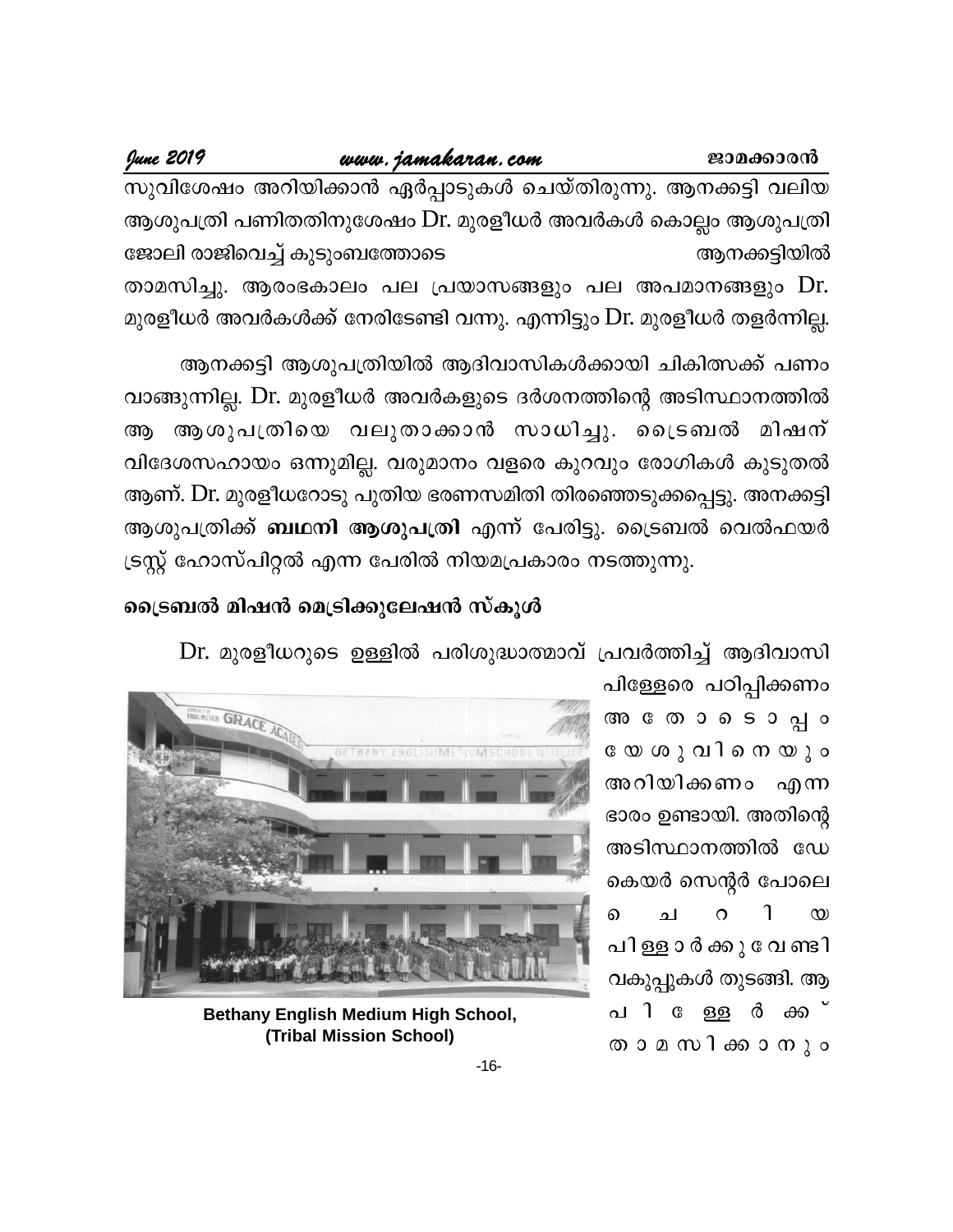സുവിശേഷം അറിയിക്കാൻ ഏർപ്പാടുകൾ ചെയ്തിരുന്നു. ആനക്കട്ടി വലിയ ആശുപത്രി പണിതതിനുശേഷം Dr. മുരളീധർ അവർകൾ കൊല്ലം ആശുപത്രി ജോലി രാജിവെച്ച് കുടുംബത്തോടെ ആനക്കട്ടിയിൽ താമസിച്ചു. ആരംഭകാലം പല പ്രയാസങ്ങളും പല അപമാനങ്ങളും Dr. മുരളീധർ അവർകൾക്ക് നേരിടേണ്ടി വന്നു. എന്നിട്ടും Dr. മുരളീധർ തളർന്നില്ല.

ആനക്കട്ടി ആശുപത്രിയിൽ ആദിവാസികൾക്കായി ചികിത്സക്ക് പണം വാങ്ങുന്നില്ല. Dr. മുരളീധർ അവർകളുടെ ദർശനത്തിന്റെ അടിസ്ഥാനത്തിൽ ആ ആശുപത്രിയെ വലുതാക്കാൻ സാധിച്ചു. ട്രൈബൽ മിഷന് വിദേശസഹായം ഒന്നുമില്ല. വരുമാനം വളരെ കുറവും രോഗികൾ കുടുതൽ ആണ്. Dr. മുരളീധറോടു പുതിയ ഭരണസമിതി തിരഞ്ഞെടുക്കപ്പെട്ടു. അനക്കട്ടി ആശുപത്രിക്ക് **ബഥനി ആശുപത്രി** എന്ന് പേരിട്ടു. ട്രൈബൽ വെൽഫയർ ട്രസ്റ്റ് ഹോസ്പിറ്റൽ എന്ന പേരിൽ നിയമപ്രകാരം നടത്തുന്നു.

## ട്രൈബൽ മിഷൻ മെട്രിക്കുലേഷൻ സ്കൂൾ

Dr. മുരളീധറുടെ ഉള്ളിൽ പരിശുദ്ധാത്മാവ് പ്രവർത്തിച്ച് ആദിവാസി പിള്ളേരെ പഠിപ്പിക്കണം അതോടൊപ്പം യേശുവിനെയും അറിയിക്കണം എന്ന ഭാരം ഉണ്ടായി. അതിന്റെ അടിസ്ഥാനത്തിൽ ഡേ കെയർ സെന്റർ പോലെ ചെറിയ പിള്ളാർക്കുവേണ്ടി വകുപ്പുകൾ തുടങ്ങി. ആ പിള്ളേർക്ക് താമസിക്കാനും

**Bethany English Medium High School, (Tribal Mission School)**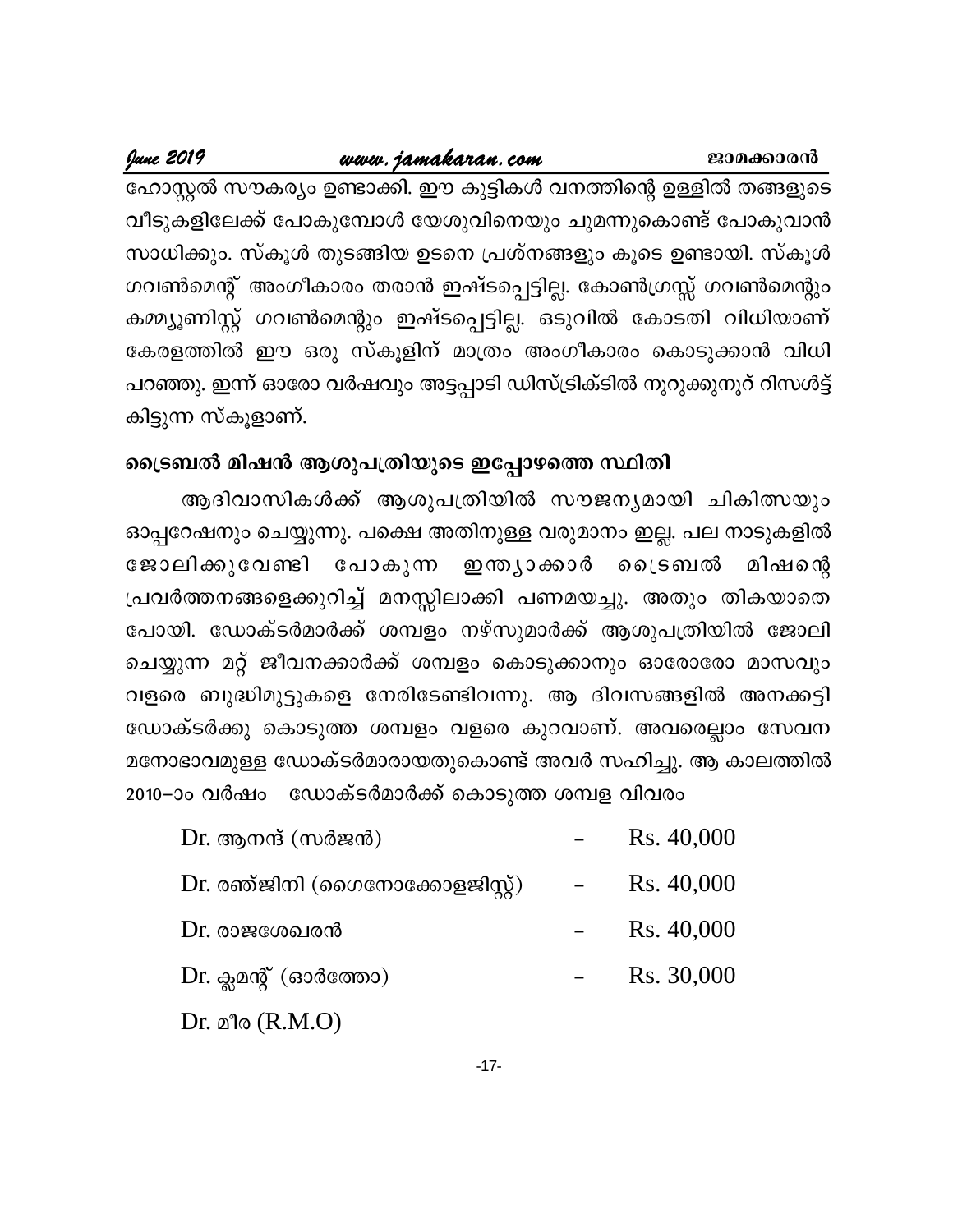ഹോസ്റ്റൽ സൗകര്യം ഉണ്ടാക്കി. ഈ കുട്ടികൾ വനത്തിന്റെ ഉള്ളിൽ തങ്ങളുടെ വീടുകളിലേക്ക് പോകുമ്പോൾ യേശുവിനെയും ചുമന്നുകൊണ്ട് പോകുവാൻ സാധിക്കും. സ്കൂൾ തുടങ്ങിയ ഉടനെ പ്രശ്നങ്ങളും കൂടെ ഉണ്ടായി. സ്കൂൾ ഗവൺമെന്റ് അംഗീകാരം തരാൻ ഇഷ്ടപ്പെട്ടില്ല. കോൺഗ്രസ്സ് ഗവൺമെന്റും കമ്മ്യൂണിസ്റ്റ് ഗവൺമെന്റും ഇഷ്ടപ്പെട്ടില്ല. ഒടുവിൽ കോടതി വിധിയാണ് കേരളത്തിൽ ഈ ഒരു സ്കൂളിന് മാത്രം അംഗീകാരം കൊടുക്കാൻ വിധി പറഞ്ഞു. ഇന്ന് ഓരോ വർഷവും അട്ടപ്പാടി ഡിസ്ട്രിക്ടിൽ നൂറുക്കുനൂറ് റിസൾട്ട് കിട്ടുന്ന സ്കൂളാണ്.

**ട്രൈബൽ മിഷൻ ആശുപത്രിയുടെ ഇപ്പോഴത്തെ സ്ഥിതി**

ആദിവാസികൾക്ക് ആശുപത്രിയിൽ സൗജന്യമായി ചികിത്സയും ഓപ്പറേഷനും ചെയ്യുന്നു. പക്ഷെ അതിനുള്ള വരുമാനം ഇല്ല. പല നാടുകളിൽ ജോലിക്കുവേണ്ടി പോകുന്ന ഇന്ത്യാക്കാർ ട്രൈബൽ മിഷന്റെ പ്രവർത്തനങ്ങളെക്കുറിച്ച് മനസ്സിലാക്കി പണമയച്ചു. അതും തികയാതെ പോയി. ഡോക്ടർമാർക്ക് ശമ്പളം നഴ്സുമാർക്ക് ആശുപത്രിയിൽ ജോലി ചെയ്യുന്ന മറ്റ് ജീവനക്കാർക്ക് ശമ്പളം കൊടുക്കാനും ഓരോരോ മാസവും വളരെ ബുദ്ധിമുട്ടുകളെ നേരിടേണ്ടിവന്നു. ആ ദിവസങ്ങളിൽ അനക്കട്ടി ഡോക്ടർക്കു കൊടുത്ത ശമ്പളം വളരെ കുറവാണ്. അവരെല്ലാം സേവന മനോഭാവമുള്ള ഡോക്ടർമാരായതുകൊണ്ട് അവർ സഹിച്ചു. ആ കാലത്തിൽ 2010–ാം വർഷം ഡോക്ടർമാർക്ക് കൊടുത്ത ശമ്പള വിവരം

| | | |
|---|---|---|
| Dr. ആനന്ദ് (സർജൻ) | – | Rs. 40,000 |
| Dr. രഞ്ജിനി (ഗൈനോക്കോളജിസ്റ്റ്) | – | Rs. 40,000 |
| Dr. രാജശേഖരൻ | – | Rs. 40,000 |
| Dr. ക്ലമന്റ് (ഓർത്തോ) | – | Rs. 30,000 |
| Dr. മീര (R.M.O) | | |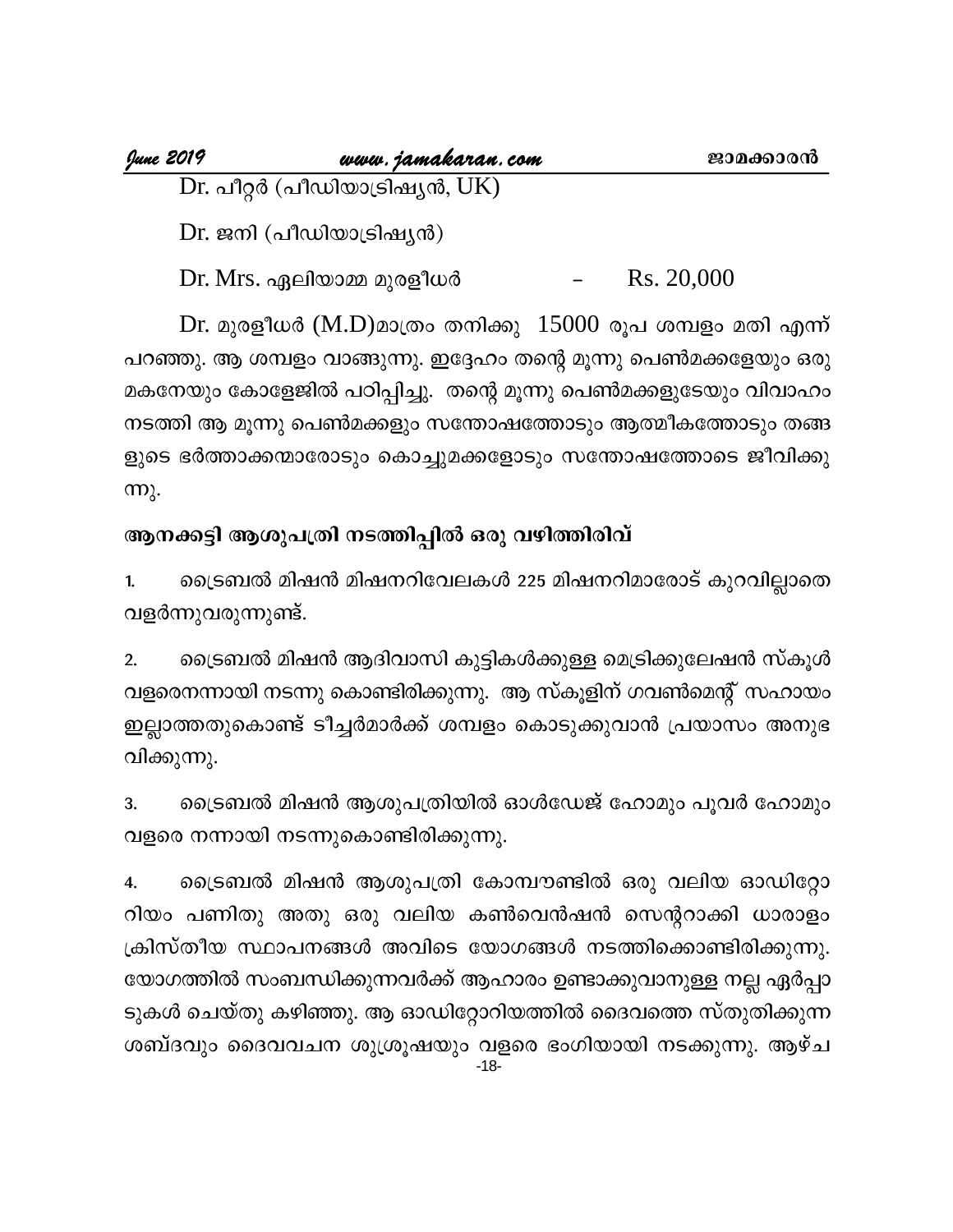Dr. പീറ്റർ (പീഡിയാട്രിഷ്യൻ, UK)

Dr. ജനി (പീഡിയാട്രിഷ്യൻ)

Dr. Mrs. ഏലിയാമ്മ മുരളീധർ – Rs. 20,000

Dr. മുരളീധർ (M.D)മാത്രം തനിക്കു 15000 രൂപ ശമ്പളം മതി എന്ന് പറഞ്ഞു. ആ ശമ്പളം വാങ്ങുന്നു. ഇദ്ദേഹം തന്റെ മൂന്നു പെൺമക്കളേയും ഒരു മകനേയും കോളേജിൽ പഠിപ്പിച്ചു. തന്റെ മൂന്നു പെൺമക്കളുടേയും വിവാഹം നടത്തി ആ മൂന്നു പെൺമക്കളും സന്തോഷത്തോടും ആത്മീകത്തോടും തങ്ങളുടെ ഭർത്താക്കന്മാരോടും കൊച്ചുമക്കളോടും സന്തോഷത്തോടെ ജീവിക്കുന്നു.

**ആനക്കട്ടി ആശുപത്രി നടത്തിപ്പിൽ ഒരു വഴിത്തിരിവ്**

1. ട്രൈബൽ മിഷൻ മിഷനറിവേലകൾ 225 മിഷനറിമാരോട് കുറവില്ലാതെ വളർന്നുവരുന്നുണ്ട്.

2. ട്രൈബൽ മിഷൻ ആദിവാസി കുട്ടികൾക്കുള്ള മെട്രിക്കുലേഷൻ സ്കൂൾ വളരെനന്നായി നടന്നു കൊണ്ടിരിക്കുന്നു. ആ സ്കൂളിന് ഗവൺമെന്റ് സഹായം ഇല്ലാത്തതുകൊണ്ട് ടീച്ചർമാർക്ക് ശമ്പളം കൊടുക്കുവാൻ പ്രയാസം അനുഭവിക്കുന്നു.

3. ട്രൈബൽ മിഷൻ ആശുപത്രിയിൽ ഓൾഡേജ് ഹോമും പൂവർ ഹോമും വളരെ നന്നായി നടന്നുകൊണ്ടിരിക്കുന്നു.

4. ട്രൈബൽ മിഷൻ ആശുപത്രി കോമ്പൗണ്ടിൽ ഒരു വലിയ ഓഡിറ്റോറിയം പണിതു അതു ഒരു വലിയ കൺവെൻഷൻ സെന്ററാക്കി ധാരാളം ക്രിസ്തീയ സ്ഥാപനങ്ങൾ അവിടെ യോഗങ്ങൾ നടത്തിക്കൊണ്ടിരിക്കുന്നു. യോഗത്തിൽ സംബന്ധിക്കുന്നവർക്ക് ആഹാരം ഉണ്ടാക്കുവാനുള്ള നല്ല ഏർപ്പാടുകൾ ചെയ്തു കഴിഞ്ഞു. ആ ഓഡിറ്റോറിയത്തിൽ ദൈവത്തെ സ്തുതിക്കുന്ന ശബ്ദവും ദൈവവചന ശുശ്രൂഷയും വളരെ ഭംഗിയായി നടക്കുന്നു. ആഴ്ച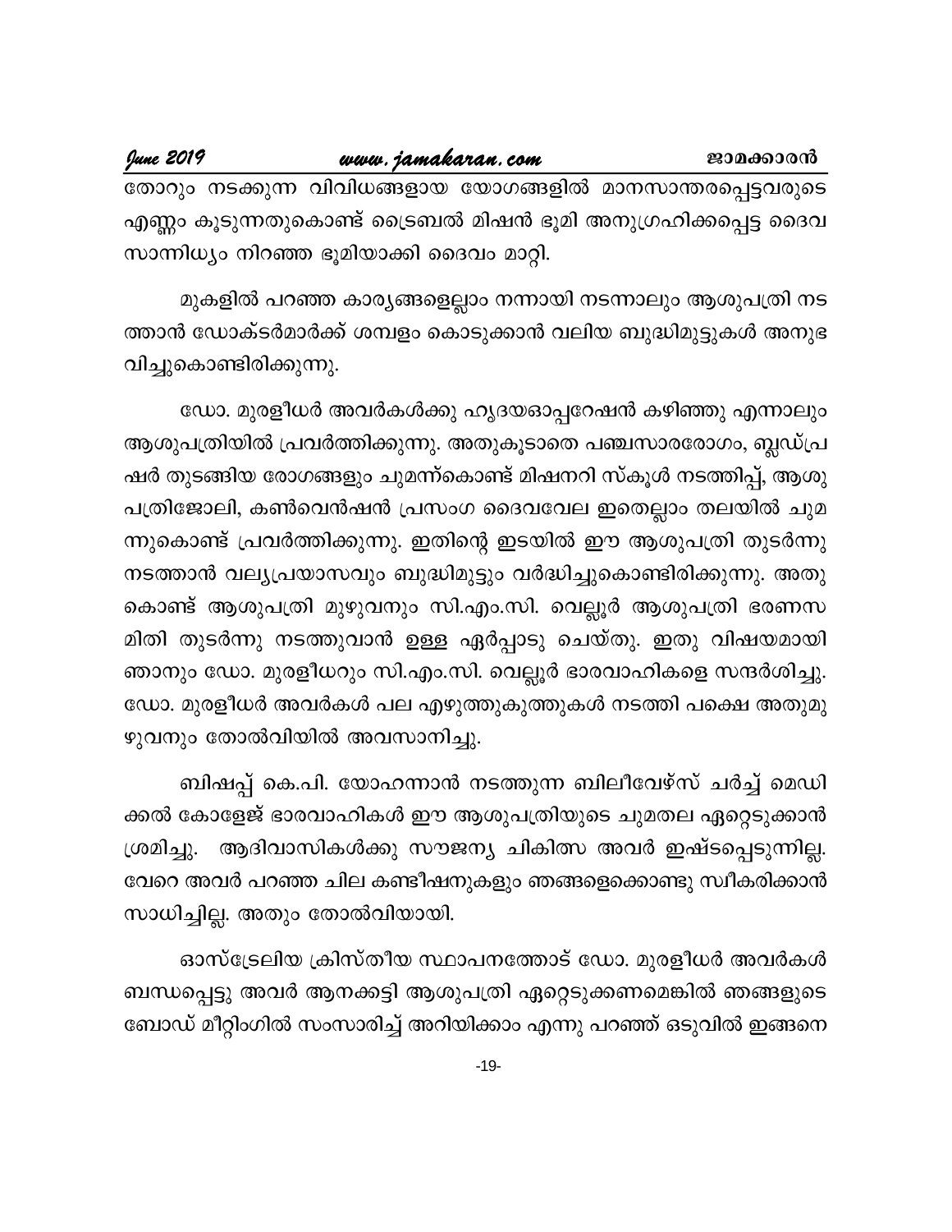തോറും നടക്കുന്ന വിവിധങ്ങളായ യോഗങ്ങളിൽ മാനസാന്തരപ്പെട്ടവരുടെ എണ്ണം കൂടുന്നതുകൊണ്ട് ട്രൈബൽ മിഷൻ ഭൂമി അനുഗ്രഹിക്കപ്പെട്ട ദൈവ സാന്നിധ്യം നിറഞ്ഞ ഭൂമിയാക്കി ദൈവം മാറ്റി.

മുകളിൽ പറഞ്ഞ കാര്യങ്ങളെല്ലാം നന്നായി നടന്നാലും ആശുപത്രി നടത്താൻ ഡോക്ടർമാർക്ക് ശമ്പളം കൊടുക്കാൻ വലിയ ബുദ്ധിമുട്ടുകൾ അനുഭവിച്ചുകൊണ്ടിരിക്കുന്നു.

ഡോ. മുരളീധർ അവർകൾക്കു ഹൃദയഓപ്പറേഷൻ കഴിഞ്ഞു എന്നാലും ആശുപത്രിയിൽ പ്രവർത്തിക്കുന്നു. അതുകൂടാതെ പഞ്ചസാരരോഗം, ബ്ലഡ്പ്രഷർ തുടങ്ങിയ രോഗങ്ങളും ചുമന്ന്കൊണ്ട് മിഷനറി സ്കൂൾ നടത്തിപ്പ്, ആശുപത്രിജോലി, കൺവെൻഷൻ പ്രസംഗ ദൈവവേല ഇതെല്ലാം തലയിൽ ചുമന്നുകൊണ്ട് പ്രവർത്തിക്കുന്നു. ഇതിന്റെ ഇടയിൽ ഈ ആശുപത്രി തുടർന്നു നടത്താൻ വല്യപ്രയാസവും ബുദ്ധിമുട്ടും വർദ്ധിച്ചുകൊണ്ടിരിക്കുന്നു. അതുകൊണ്ട് ആശുപത്രി മുഴുവനും സി.എം.സി. വെല്ലൂർ ആശുപത്രി ഭരണസമിതി തുടർന്നു നടത്തുവാൻ ഉള്ള ഏർപ്പാടു ചെയ്തു. ഇതു വിഷയമായി ഞാനും ഡോ. മുരളീധറും സി.എം.സി. വെല്ലൂർ ഭാരവാഹികളെ സന്ദർശിച്ചു. ഡോ. മുരളീധർ അവർകൾ പല എഴുത്തുകുത്തുകൾ നടത്തി പക്ഷെ അതുമുഴുവനും തോൽവിയിൽ അവസാനിച്ചു.

ബിഷപ്പ് കെ.പി. യോഹന്നാൻ നടത്തുന്ന ബിലീവേഴ്സ് ചർച്ച് മെഡിക്കൽ കോളേജ് ഭാരവാഹികൾ ഈ ആശുപത്രിയുടെ ചുമതല ഏറ്റെടുക്കാൻ ശ്രമിച്ചു. ആദിവാസികൾക്കു സൗജന്യ ചികിത്സ അവർ ഇഷ്ടപ്പെടുന്നില്ല. വേറെ അവർ പറഞ്ഞ ചില കണ്ടീഷനുകളും ഞങ്ങളെക്കൊണ്ടു സ്വീകരിക്കാൻ സാധിച്ചില്ല. അതും തോൽവിയായി.

ഓസ്ട്രേലിയ ക്രിസ്തീയ സ്ഥാപനത്തോട് ഡോ. മുരളീധർ അവർകൾ ബന്ധപ്പെട്ടു അവർ ആനക്കട്ടി ആശുപത്രി ഏറ്റെടുക്കണമെങ്കിൽ ഞങ്ങളുടെ ബോഡ് മീറ്റിംഗിൽ സംസാരിച്ച് അറിയിക്കാം എന്നു പറഞ്ഞ് ഒടുവിൽ ഇങ്ങനെ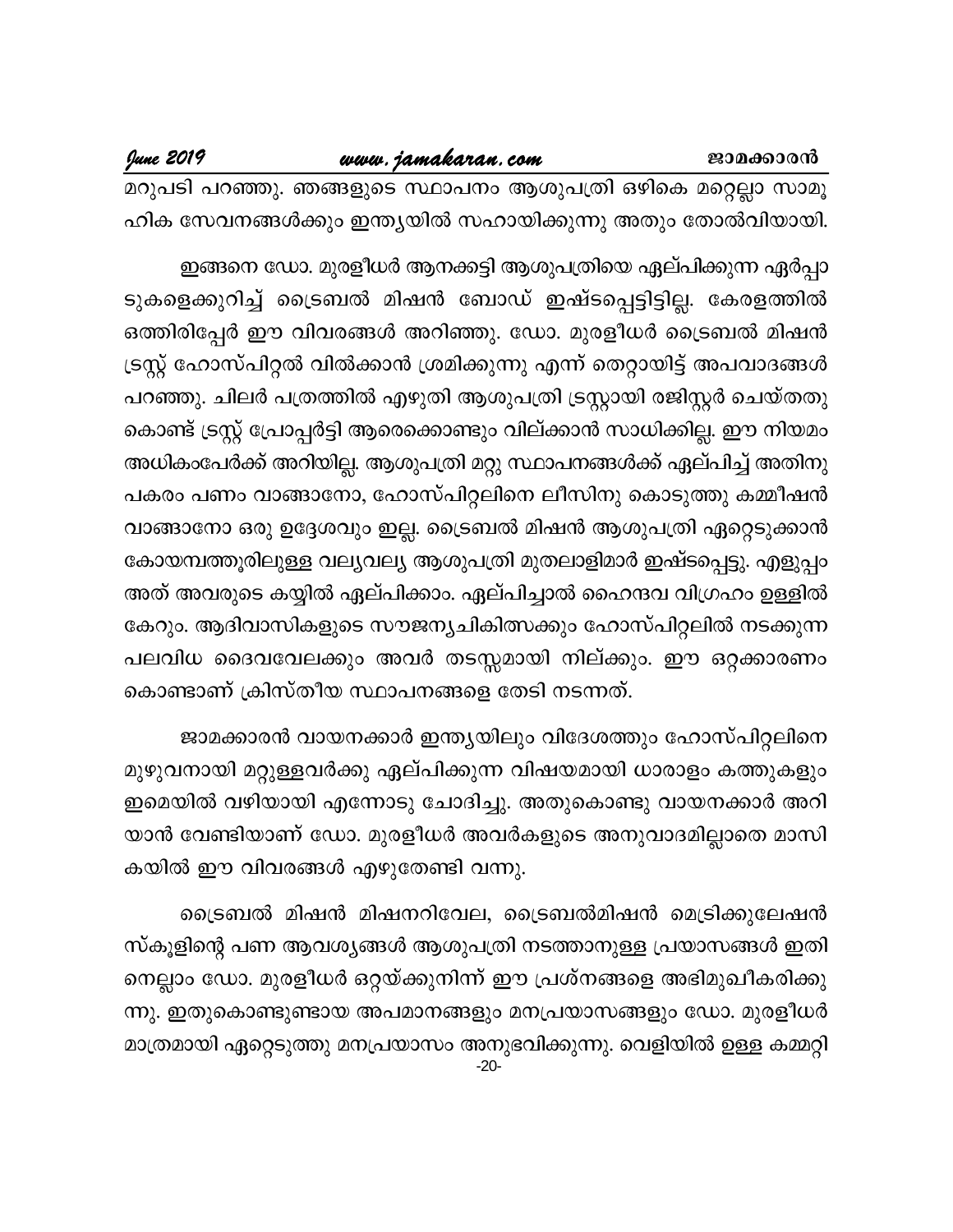മറുപടി പറഞ്ഞു. ഞങ്ങളുടെ സ്ഥാപനം ആശുപത്രി ഒഴികെ മറ്റെല്ലാ സാമൂഹിക സേവനങ്ങൾക്കും ഇന്ത്യയിൽ സഹായിക്കുന്നു അതും തോൽവിയായി.

ഇങ്ങനെ ഡോ. മുരളീധർ ആനക്കട്ടി ആശുപത്രിയെ ഏല്പിക്കുന്ന ഏർപ്പാടുകളെക്കുറിച്ച് ട്രൈബൽ മിഷൻ ബോഡ് ഇഷ്ടപ്പെട്ടിട്ടില്ല. കേരളത്തിൽ ഒത്തിരിപ്പേർ ഈ വിവരങ്ങൾ അറിഞ്ഞു. ഡോ. മുരളീധർ ട്രൈബൽ മിഷൻ ട്രസ്റ്റ് ഹോസ്പിറ്റൽ വിൽക്കാൻ ശ്രമിക്കുന്നു എന്ന് തെറ്റായിട്ട് അപവാദങ്ങൾ പറഞ്ഞു. ചിലർ പത്രത്തിൽ എഴുതി ആശുപത്രി ട്രസ്റ്റായി രജിസ്റ്റർ ചെയ്തതു കൊണ്ട് ട്രസ്റ്റ് പ്രോപ്പർട്ടി ആരെക്കൊണ്ടും വില്ക്കാൻ സാധിക്കില്ല. ഈ നിയമം അധികംപേർക്ക് അറിയില്ല. ആശുപത്രി മറ്റു സ്ഥാപനങ്ങൾക്ക് ഏല്പിച്ച് അതിനു പകരം പണം വാങ്ങാനോ, ഹോസ്പിറ്റലിനെ ലീസിനു കൊടുത്തു കമ്മീഷൻ വാങ്ങാനോ ഒരു ഉദ്ദേശവും ഇല്ല. ട്രൈബൽ മിഷൻ ആശുപത്രി ഏറ്റെടുക്കാൻ കോയമ്പത്തൂരിലുള്ള വല്യവല്യ ആശുപത്രി മുതലാളിമാർ ഇഷ്ടപ്പെട്ടു. എളുപ്പം അത് അവരുടെ കയ്യിൽ ഏല്പിക്കാം. ഏല്പിച്ചാൽ ഹൈന്ദവ വിഗ്രഹം ഉള്ളിൽ കേറും. ആദിവാസികളുടെ സൗജന്യചികിത്സക്കും ഹോസ്പിറ്റലിൽ നടക്കുന്ന പലവിധ ദൈവവേലക്കും അവർ തടസ്സമായി നില്ക്കും. ഈ ഒറ്റക്കാരണം കൊണ്ടാണ് ക്രിസ്തീയ സ്ഥാപനങ്ങളെ തേടി നടന്നത്.

ജാമക്കാരൻ വായനക്കാർ ഇന്ത്യയിലും വിദേശത്തും ഹോസ്പിറ്റലിനെ മുഴുവനായി മറ്റുള്ളവർക്കു ഏല്പിക്കുന്ന വിഷയമായി ധാരാളം കത്തുകളും ഇമെയിൽ വഴിയായി എന്നോടു ചോദിച്ചു. അതുകൊണ്ടു വായനക്കാർ അറിയാൻ വേണ്ടിയാണ് ഡോ. മുരളീധർ അവർകളുടെ അനുവാദമില്ലാതെ മാസികയിൽ ഈ വിവരങ്ങൾ എഴുതേണ്ടി വന്നു.

ട്രൈബൽ മിഷൻ മിഷനറിവേല, ട്രൈബൽമിഷൻ മെട്രിക്കുലേഷൻ സ്കൂളിന്റെ പണ ആവശ്യങ്ങൾ ആശുപത്രി നടത്താനുള്ള പ്രയാസങ്ങൾ ഇതിനെല്ലാം ഡോ. മുരളീധർ ഒറ്റയ്ക്കുനിന്ന് ഈ പ്രശ്നങ്ങളെ അഭിമുഖീകരിക്കുന്നു. ഇതുകൊണ്ടുണ്ടായ അപമാനങ്ങളും മനപ്രയാസങ്ങളും ഡോ. മുരളീധർ മാത്രമായി ഏറ്റെടുത്തു മനപ്രയാസം അനുഭവിക്കുന്നു. വെളിയിൽ ഉള്ള കമ്മറ്റി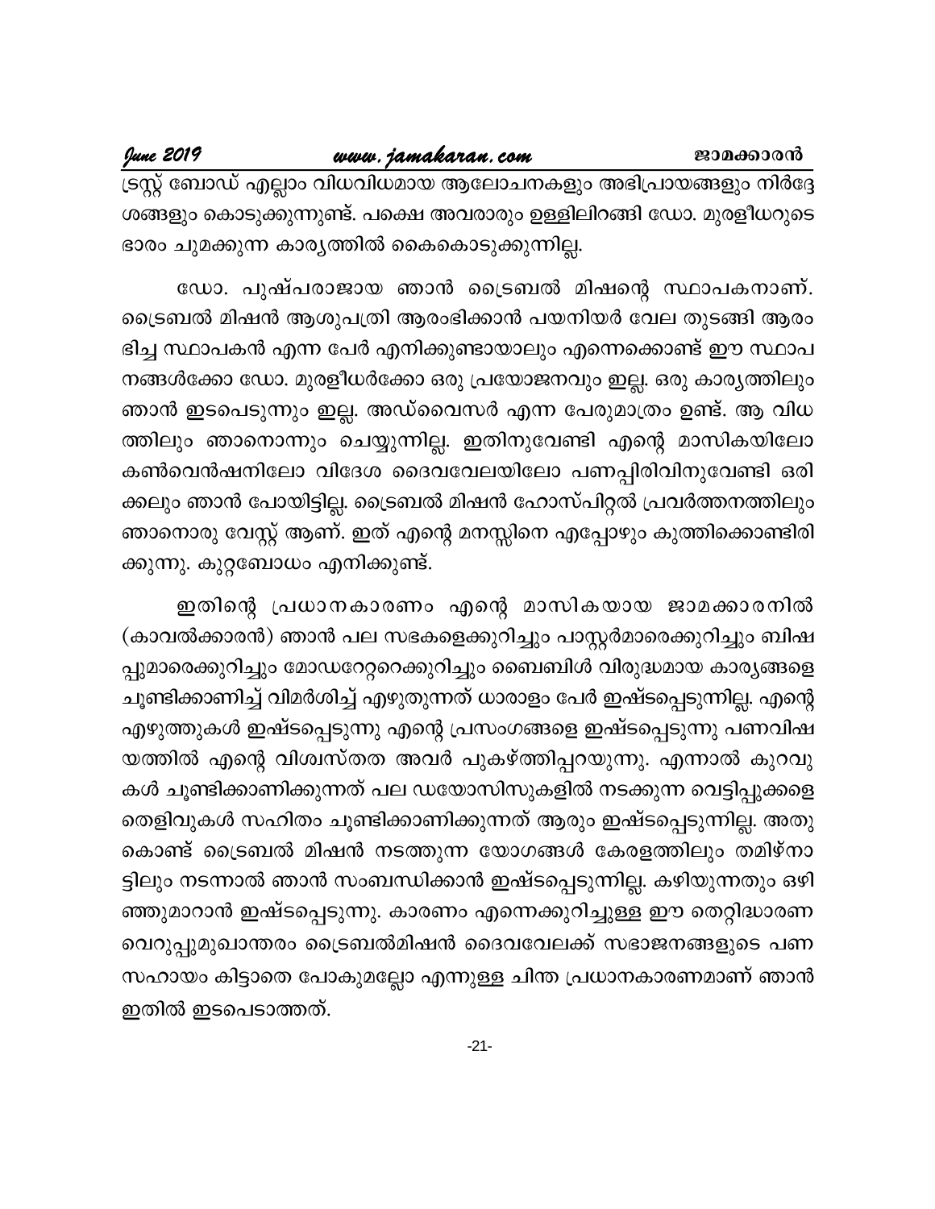ട്രസ്റ്റ് ബോഡ് എല്ലാം വിധവിധമായ ആലോചനകളും അഭിപ്രായങ്ങളും നിർദ്ദേശങ്ങളും കൊടുക്കുന്നുണ്ട്. പക്ഷെ അവരാരും ഉള്ളിലിറങ്ങി ഡോ. മുരളീധറുടെ ഭാരം ചുമക്കുന്ന കാര്യത്തിൽ കൈകൊടുക്കുന്നില്ല.

ഡോ. പുഷ്പരാജായ ഞാൻ ട്രൈബൽ മിഷന്റെ സ്ഥാപകനാണ്. ട്രൈബൽ മിഷൻ ആശുപത്രി ആരംഭിക്കാൻ പയനിയർ വേല തുടങ്ങി ആരംഭിച്ച സ്ഥാപകൻ എന്ന പേർ എനിക്കുണ്ടായാലും എന്നെക്കൊണ്ട് ഈ സ്ഥാപനങ്ങൾക്കോ ഡോ. മുരളീധർക്കോ ഒരു പ്രയോജനവും ഇല്ല. ഒരു കാര്യത്തിലും ഞാൻ ഇടപെടുന്നും ഇല്ല. അഡ്വൈസർ എന്ന പേരുമാത്രം ഉണ്ട്. ആ വിധത്തിലും ഞാനൊന്നും ചെയ്യുന്നില്ല. ഇതിനുവേണ്ടി എന്റെ മാസികയിലോ കൺവെൻഷനിലോ വിദേശ ദൈവവേലയിലോ പണപ്പിരിവിനുവേണ്ടി ഒരിക്കലും ഞാൻ പോയിട്ടില്ല. ട്രൈബൽ മിഷൻ ഹോസ്പിറ്റൽ പ്രവർത്തനത്തിലും ഞാനൊരു വേസ്റ്റ് ആണ്. ഇത് എന്റെ മനസ്സിനെ എപ്പോഴും കുത്തിക്കൊണ്ടിരിക്കുന്നു. കുറ്റബോധം എനിക്കുണ്ട്.

ഇതിന്റെ പ്രധാനകാരണം എന്റെ മാസികയായ ജാമക്കാരനിൽ (കാവൽക്കാരൻ) ഞാൻ പല സഭകളെക്കുറിച്ചും പാസ്റ്റർമാരെക്കുറിച്ചും ബിഷപ്പുമാരെക്കുറിച്ചും മോഡറേറ്ററെക്കുറിച്ചും ബൈബിൾ വിരുദ്ധമായ കാര്യങ്ങളെ ചൂണ്ടിക്കാണിച്ച് വിമർശിച്ച് എഴുതുന്നത് ധാരാളം പേർ ഇഷ്ടപ്പെടുന്നില്ല. എന്റെ എഴുത്തുകൾ ഇഷ്ടപ്പെടുന്നു എന്റെ പ്രസംഗങ്ങളെ ഇഷ്ടപ്പെടുന്നു പണവിഷയത്തിൽ എന്റെ വിശ്വസ്തത അവർ പുകഴ്ത്തിപ്പറയുന്നു. എന്നാൽ കുറവുകൾ ചൂണ്ടിക്കാണിക്കുന്നത് പല ഡയോസിസുകളിൽ നടക്കുന്ന വെട്ടിപ്പുക്കളെ തെളിവുകൾ സഹിതം ചൂണ്ടിക്കാണിക്കുന്നത് ആരും ഇഷ്ടപ്പെടുന്നില്ല. അതുകൊണ്ട് ട്രൈബൽ മിഷൻ നടത്തുന്ന യോഗങ്ങൾ കേരളത്തിലും തമിഴ്നാട്ടിലും നടന്നാൽ ഞാൻ സംബന്ധിക്കാൻ ഇഷ്ടപ്പെടുന്നില്ല. കഴിയുന്നതും ഒഴിഞ്ഞുമാറാൻ ഇഷ്ടപ്പെടുന്നു. കാരണം എന്നെക്കുറിച്ചുള്ള ഈ തെറ്റിദ്ധാരണ വെറുപ്പുമുഖാന്തരം ട്രൈബൽമിഷൻ ദൈവവേലക്ക് സഭാജനങ്ങളുടെ പണസഹായം കിട്ടാതെ പോകുമല്ലോ എന്നുള്ള ചിന്ത പ്രധാനകാരണമാണ് ഞാൻ ഇതിൽ ഇടപെടാത്തത്.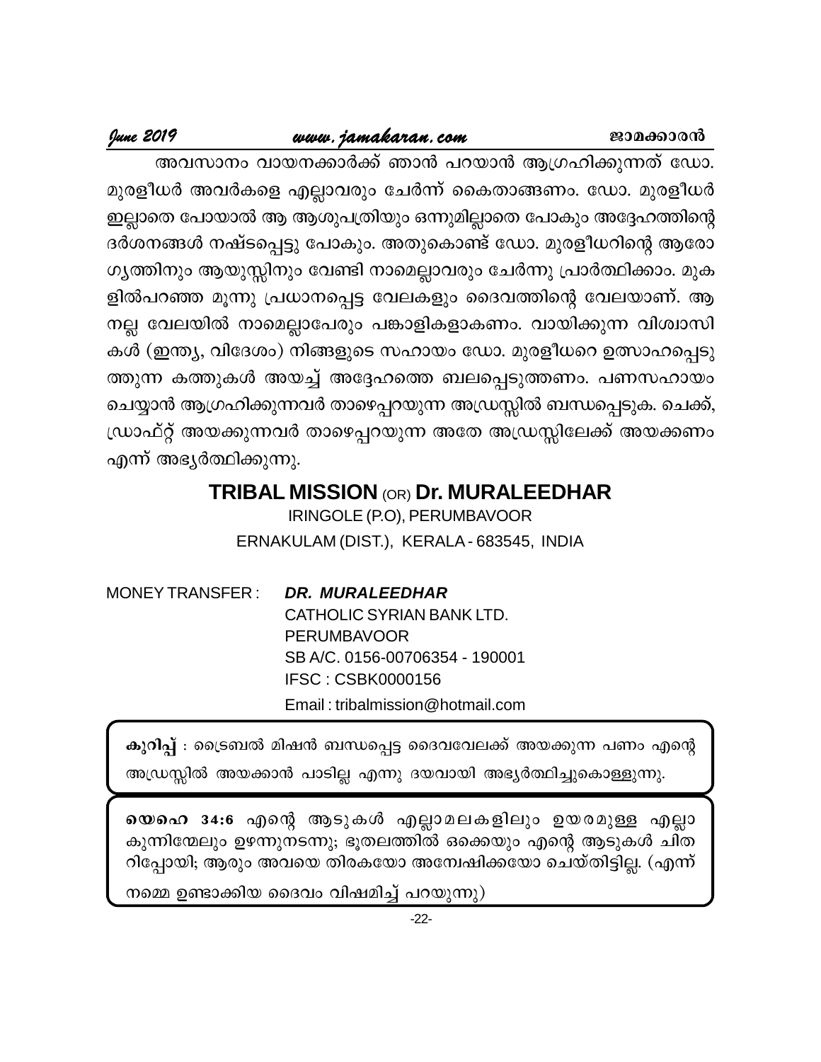അവസാനം വായനക്കാർക്ക് ഞാൻ പറയാൻ ആഗ്രഹിക്കുന്നത് ഡോ. മുരളീധർ അവർകളെ എല്ലാവരും ചേർന്ന് കൈതാങ്ങണം. ഡോ. മുരളീധർ ഇല്ലാതെ പോയാൽ ആ ആശുപത്രിയും ഒന്നുമില്ലാതെ പോകും അദ്ദേഹത്തിന്റെ ദർശനങ്ങൾ നഷ്ടപ്പെട്ടു പോകും. അതുകൊണ്ട് ഡോ. മുരളീധറിന്റെ ആരോഗ്യത്തിനും ആയുസ്സിനും വേണ്ടി നാമെല്ലാവരും ചേർന്നു പ്രാർത്ഥിക്കാം. മുകളിൽപറഞ്ഞ മൂന്നു പ്രധാനപ്പെട്ട വേലകളും ദൈവത്തിന്റെ വേലയാണ്. ആ നല്ല വേലയിൽ നാമെല്ലാപേരും പങ്കാളികളാകണം. വായിക്കുന്ന വിശ്വാസികൾ (ഇന്ത്യ, വിദേശം) നിങ്ങളുടെ സഹായം ഡോ. മുരളീധറെ ഉത്സാഹപ്പെടുത്തുന്ന കത്തുകൾ അയച്ച് അദ്ദേഹത്തെ ബലപ്പെടുത്തണം. പണസഹായം ചെയ്യാൻ ആഗ്രഹിക്കുന്നവർ താഴെപ്പറയുന്ന അഡ്രസ്സിൽ ബന്ധപ്പെടുക. ചെക്ക്, ഡ്രാഫ്റ്റ് അയക്കുന്നവർ താഴെപ്പറയുന്ന അതേ അഡ്രസ്സിലേക്ക് അയക്കണം എന്ന് അഭ്യർത്ഥിക്കുന്നു.

## TRIBAL MISSION (OR) Dr. MURALEEDHAR

IRINGOLE (P.O), PERUMBAVOOR
ERNAKULAM (DIST.), KERALA - 683545, INDIA

MONEY TRANSFER : ***DR. MURALEEDHAR***
CATHOLIC SYRIAN BANK LTD.
PERUMBAVOOR
SB A/C. 0156-00706354 - 190001
IFSC : CSBK0000156
Email : tribalmission@hotmail.com

**കുറിപ്പ്** : ട്രൈബൽ മിഷൻ ബന്ധപ്പെട്ട ദൈവവേലക്ക് അയക്കുന്ന പണം എന്റെ അഡ്രസ്സിൽ അയക്കാൻ പാടില്ല എന്നു ദയവായി അഭ്യർത്ഥിച്ചുകൊള്ളുന്നു.

**യെഹെ 34:6** എന്റെ ആടുകൾ എല്ലാമലകളിലും ഉയരമുള്ള എല്ലാ കുന്നിന്മേലും ഉഴന്നുനടന്നു; ഭൂതലത്തിൽ ഒക്കെയും എന്റെ ആടുകൾ ചിതറിപ്പോയി; ആരും അവയെ തിരകയോ അന്വേഷിക്കയോ ചെയ്തിട്ടില്ല. (എന്ന് നമ്മെ ഉണ്ടാക്കിയ ദൈവം വിഷമിച്ച് പറയുന്നു)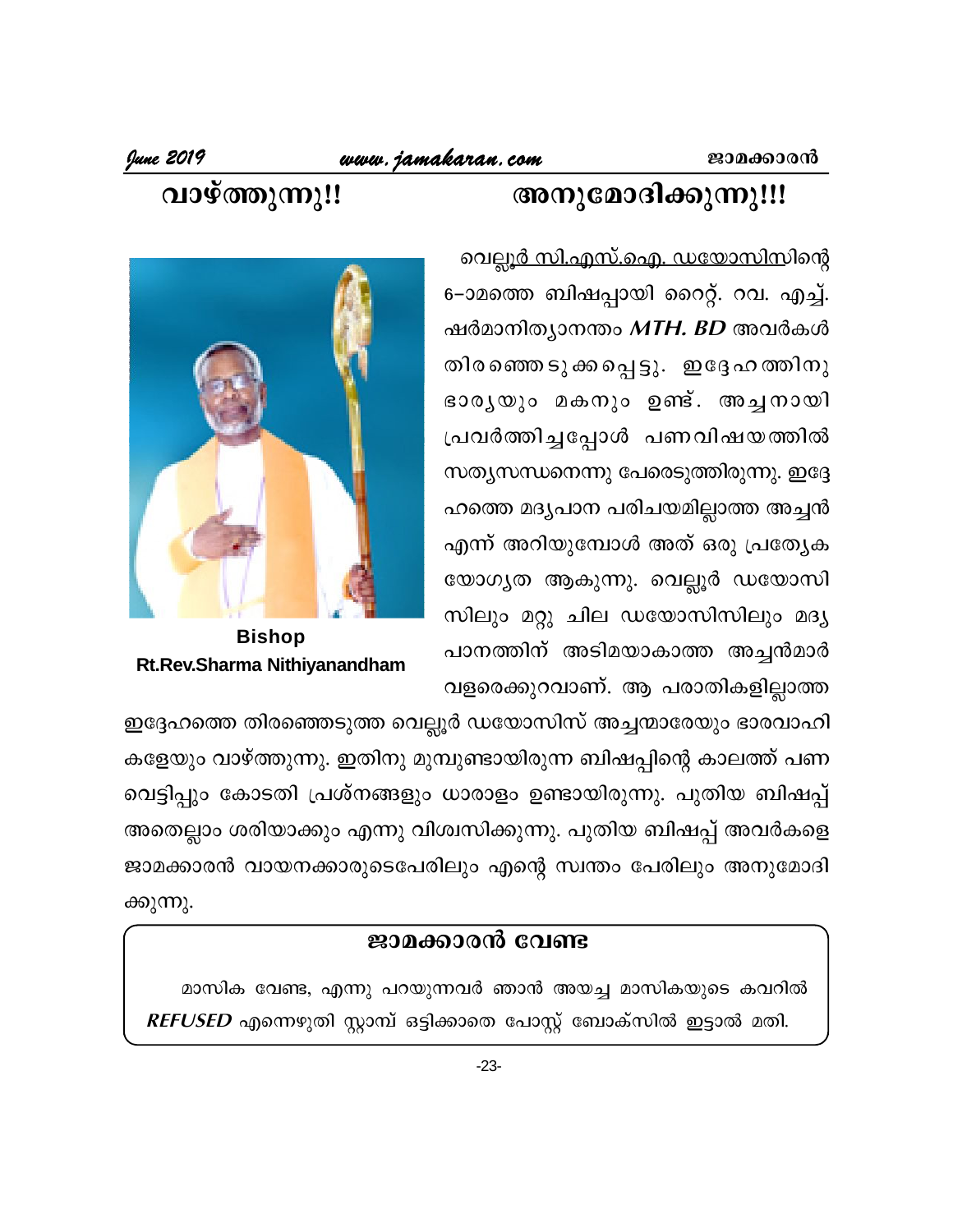## വാഴ്ത്തുന്നു!!

## അനുമോദിക്കുന്നു!!!

Bishop
Rt.Rev.Sharma Nithiyanandham

വെല്ലൂർ സി.എസ്.ഐ. ഡയോസിസിന്റെ 6–ാമത്തെ ബിഷപ്പായി റൈറ്റ്. റവ. എച്ച്. ഷർമാനിത്യാനന്തം ***MTH. BD*** അവർകൾ തിരഞ്ഞെടുക്കപ്പെട്ടു. ഇദ്ദേഹത്തിനു ഭാര്യയും മകനും ഉണ്ട്. അച്ചനായി പ്രവർത്തിച്ചപ്പോൾ പണവിഷയത്തിൽ സത്യസന്ധനെന്നു പേരെടുത്തിരുന്നു. ഇദ്ദേഹത്തെ മദ്യപാന പരിചയമില്ലാത്ത അച്ചൻ എന്ന് അറിയുമ്പോൾ അത് ഒരു പ്രത്യേക യോഗ്യത ആകുന്നു. വെല്ലൂർ ഡയോസിസിലും മറ്റു ചില ഡയോസിസിലും മദ്യപാനത്തിന് അടിമയാകാത്ത അച്ചൻമാർ വളരെക്കുറവാണ്. ആ പരാതികളില്ലാത്ത ഇദ്ദേഹത്തെ തിരഞ്ഞെടുത്ത വെല്ലൂർ ഡയോസിസ് അച്ചന്മാരേയും ഭാരവാഹികളേയും വാഴ്ത്തുന്നു. ഇതിനു മുമ്പുണ്ടായിരുന്ന ബിഷപ്പിന്റെ കാലത്ത് പണവെട്ടിപ്പും കോടതി പ്രശ്നങ്ങളും ധാരാളം ഉണ്ടായിരുന്നു. പുതിയ ബിഷപ്പ് അതെല്ലാം ശരിയാക്കും എന്നു വിശ്വസിക്കുന്നു. പുതിയ ബിഷപ്പ് അവർകളെ ജാമക്കാരൻ വായനക്കാരുടെപേരിലും എന്റെ സ്വന്തം പേരിലും അനുമോദിക്കുന്നു.

### ജാമക്കാരൻ വേണ്ട

മാസിക വേണ്ട, എന്നു പറയുന്നവർ ഞാൻ അയച്ച മാസികയുടെ കവറിൽ ***REFUSED*** എന്നെഴുതി സ്റ്റാമ്പ് ഒട്ടിക്കാതെ പോസ്റ്റ് ബോക്സിൽ ഇട്ടാൽ മതി.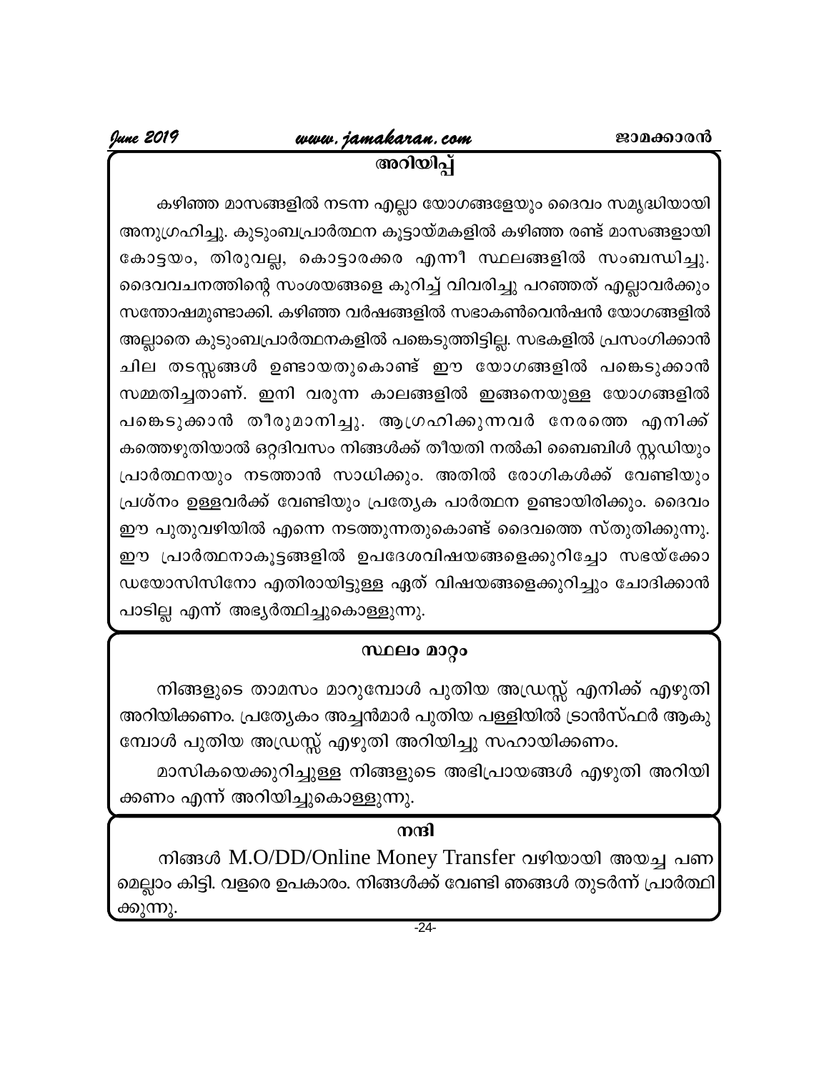## അറിയിപ്പ്

കഴിഞ്ഞ മാസങ്ങളിൽ നടന്ന എല്ലാ യോഗങ്ങളേയും ദൈവം സമൃദ്ധിയായി അനുഗ്രഹിച്ചു. കുടുംബപ്രാർത്ഥന കൂട്ടായ്മകളിൽ കഴിഞ്ഞ രണ്ട് മാസങ്ങളായി കോട്ടയം, തിരുവല്ല, കൊട്ടാരക്കര എന്നീ സ്ഥലങ്ങളിൽ സംബന്ധിച്ചു. ദൈവവചനത്തിന്റെ സംശയങ്ങളെ കുറിച്ച് വിവരിച്ചു പറഞ്ഞത് എല്ലാവർക്കും സന്തോഷമുണ്ടാക്കി. കഴിഞ്ഞ വർഷങ്ങളിൽ സഭാകൺവെൻഷൻ യോഗങ്ങളിൽ അല്ലാതെ കുടുംബപ്രാർത്ഥനകളിൽ പങ്കെടുത്തിട്ടില്ല. സഭകളിൽ പ്രസംഗിക്കാൻ ചില തടസ്സങ്ങൾ ഉണ്ടായതുകൊണ്ട് ഈ യോഗങ്ങളിൽ പങ്കെടുക്കാൻ സമ്മതിച്ചതാണ്. ഇനി വരുന്ന കാലങ്ങളിൽ ഇങ്ങനെയുള്ള യോഗങ്ങളിൽ പങ്കെടുക്കാൻ തീരുമാനിച്ചു. ആഗ്രഹിക്കുന്നവർ നേരത്തെ എനിക്ക് കത്തെഴുതിയാൽ ഒറ്റദിവസം നിങ്ങൾക്ക് തീയതി നൽകി ബൈബിൾ സ്റ്റഡിയും പ്രാർത്ഥനയും നടത്താൻ സാധിക്കും. അതിൽ രോഗികൾക്ക് വേണ്ടിയും പ്രശ്നം ഉള്ളവർക്ക് വേണ്ടിയും പ്രത്യേക പാർത്ഥന ഉണ്ടായിരിക്കും. ദൈവം ഈ പുതുവഴിയിൽ എന്നെ നടത്തുന്നതുകൊണ്ട് ദൈവത്തെ സ്തുതിക്കുന്നു. ഈ പ്രാർത്ഥനാകൂട്ടങ്ങളിൽ ഉപദേശവിഷയങ്ങളെക്കുറിച്ചോ സഭയ്ക്കോ ഡയോസിസിനോ എതിരായിട്ടുള്ള ഏത് വിഷയങ്ങളെക്കുറിച്ചും ചോദിക്കാൻ പാടില്ല എന്ന് അഭ്യർത്ഥിച്ചുകൊള്ളുന്നു.

## സ്ഥലം മാറ്റം

നിങ്ങളുടെ താമസം മാറുമ്പോൾ പുതിയ അഡ്രസ്സ് എനിക്ക് എഴുതി അറിയിക്കണം. പ്രത്യേകം അച്ചൻമാർ പുതിയ പള്ളിയിൽ ട്രാൻസ്ഫർ ആകുമ്പോൾ പുതിയ അഡ്രസ്സ് എഴുതി അറിയിച്ചു സഹായിക്കണം.

മാസികയെക്കുറിച്ചുള്ള നിങ്ങളുടെ അഭിപ്രായങ്ങൾ എഴുതി അറിയിക്കണം എന്ന് അറിയിച്ചുകൊള്ളുന്നു.

## നന്ദി

നിങ്ങൾ M.O/DD/Online Money Transfer വഴിയായി അയച്ച പണമെല്ലാം കിട്ടി. വളരെ ഉപകാരം. നിങ്ങൾക്ക് വേണ്ടി ഞങ്ങൾ തുടർന്ന് പ്രാർത്ഥിക്കുന്നു.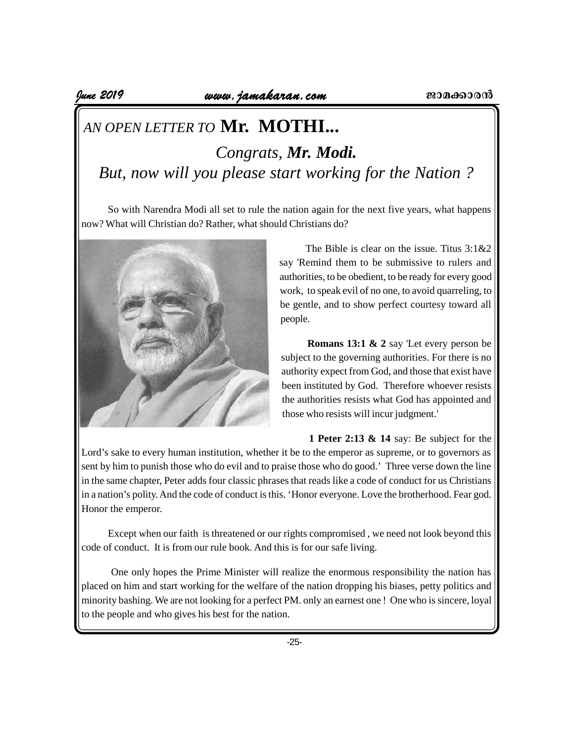# *AN OPEN LETTER TO* **Mr. MOTHI...**

## *Congrats, **Mr. Modi.***
## *But, now will you please start working for the Nation ?*

So with Narendra Modi all set to rule the nation again for the next five years, what happens now? What will Christian do? Rather, what should Christians do?

The Bible is clear on the issue. Titus 3:1&2 say 'Remind them to be submissive to rulers and authorities, to be obedient, to be ready for every good work, to speak evil of no one, to avoid quarreling, to be gentle, and to show perfect courtesy toward all people.

**Romans 13:1 & 2** say 'Let every person be subject to the governing authorities. For there is no authority expect from God, and those that exist have been instituted by God. Therefore whoever resists the authorities resists what God has appointed and those who resists will incur judgment.'

**1 Peter 2:13 & 14** say: Be subject for the Lord's sake to every human institution, whether it be to the emperor as supreme, or to governors as sent by him to punish those who do evil and to praise those who do good.' Three verse down the line in the same chapter, Peter adds four classic phrases that reads like a code of conduct for us Christians in a nation's polity. And the code of conduct is this. 'Honor everyone. Love the brotherhood. Fear god. Honor the emperor.

Except when our faith is threatened or our rights compromised , we need not look beyond this code of conduct. It is from our rule book. And this is for our safe living.

One only hopes the Prime Minister will realize the enormous responsibility the nation has placed on him and start working for the welfare of the nation dropping his biases, petty politics and minority bashing. We are not looking for a perfect PM. only an earnest one ! One who is sincere, loyal to the people and who gives his best for the nation.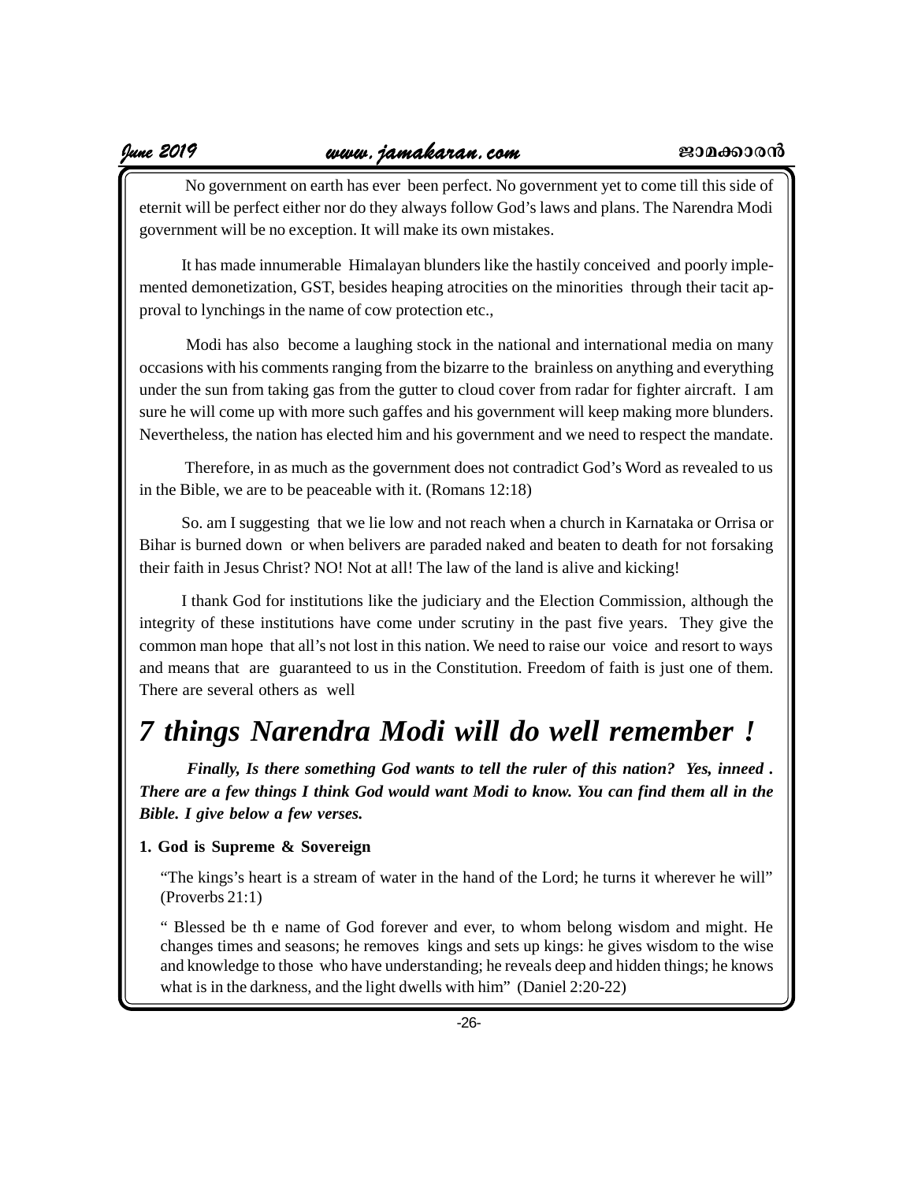No government on earth has ever been perfect. No government yet to come till this side of eternit will be perfect either nor do they always follow God's laws and plans. The Narendra Modi government will be no exception. It will make its own mistakes.

It has made innumerable Himalayan blunders like the hastily conceived and poorly implemented demonetization, GST, besides heaping atrocities on the minorities through their tacit approval to lynchings in the name of cow protection etc.,

Modi has also become a laughing stock in the national and international media on many occasions with his comments ranging from the bizarre to the brainless on anything and everything under the sun from taking gas from the gutter to cloud cover from radar for fighter aircraft. I am sure he will come up with more such gaffes and his government will keep making more blunders. Nevertheless, the nation has elected him and his government and we need to respect the mandate.

Therefore, in as much as the government does not contradict God's Word as revealed to us in the Bible, we are to be peaceable with it. (Romans 12:18)

So. am I suggesting that we lie low and not reach when a church in Karnataka or Orrisa or Bihar is burned down or when belivers are paraded naked and beaten to death for not forsaking their faith in Jesus Christ? NO! Not at all! The law of the land is alive and kicking!

I thank God for institutions like the judiciary and the Election Commission, although the integrity of these institutions have come under scrutiny in the past five years. They give the common man hope that all's not lost in this nation. We need to raise our voice and resort to ways and means that are guaranteed to us in the Constitution. Freedom of faith is just one of them. There are several others as well

# *7 things Narendra Modi will do well remember !*

***Finally, Is there something God wants to tell the ruler of this nation? Yes, inneed . There are a few things I think God would want Modi to know. You can find them all in the Bible. I give below a few verses.***

**1. God is Supreme & Sovereign**

"The kings's heart is a stream of water in the hand of the Lord; he turns it wherever he will" (Proverbs 21:1)

" Blessed be th e name of God forever and ever, to whom belong wisdom and might. He changes times and seasons; he removes kings and sets up kings: he gives wisdom to the wise and knowledge to those who have understanding; he reveals deep and hidden things; he knows what is in the darkness, and the light dwells with him" (Daniel 2:20-22)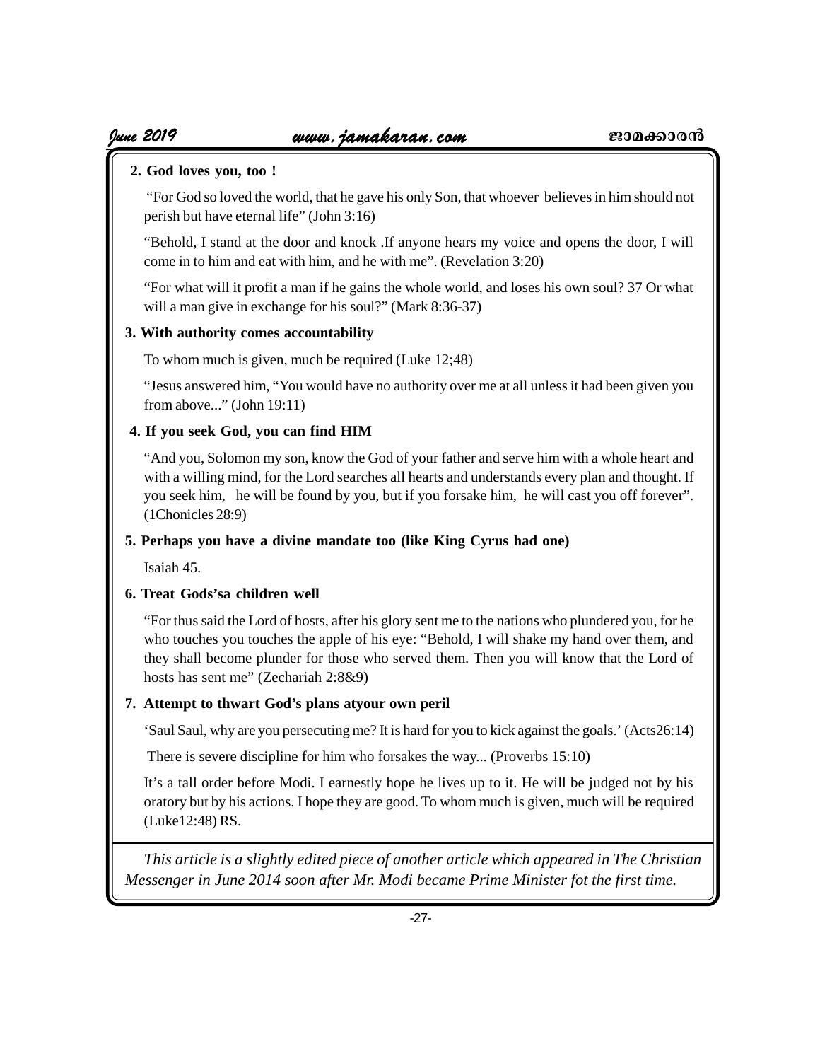**2. God loves you, too !**

"For God so loved the world, that he gave his only Son, that whoever believes in him should not perish but have eternal life" (John 3:16)

"Behold, I stand at the door and knock .If anyone hears my voice and opens the door, I will come in to him and eat with him, and he with me". (Revelation 3:20)

"For what will it profit a man if he gains the whole world, and loses his own soul? 37 Or what will a man give in exchange for his soul?" (Mark 8:36-37)

**3. With authority comes accountability**

To whom much is given, much be required (Luke 12;48)

"Jesus answered him, "You would have no authority over me at all unless it had been given you from above..." (John 19:11)

**4. If you seek God, you can find HIM**

"And you, Solomon my son, know the God of your father and serve him with a whole heart and with a willing mind, for the Lord searches all hearts and understands every plan and thought. If you seek him, he will be found by you, but if you forsake him, he will cast you off forever". (1Chonicles 28:9)

**5. Perhaps you have a divine mandate too (like King Cyrus had one)**

Isaiah 45.

**6. Treat Gods'sa children well**

"For thus said the Lord of hosts, after his glory sent me to the nations who plundered you, for he who touches you touches the apple of his eye: "Behold, I will shake my hand over them, and they shall become plunder for those who served them. Then you will know that the Lord of hosts has sent me" (Zechariah 2:8&9)

**7. Attempt to thwart God's plans atyour own peril**

'Saul Saul, why are you persecuting me? It is hard for you to kick against the goals.' (Acts26:14)

There is severe discipline for him who forsakes the way... (Proverbs 15:10)

It's a tall order before Modi. I earnestly hope he lives up to it. He will be judged not by his oratory but by his actions. I hope they are good. To whom much is given, much will be required (Luke12:48) RS.

---

*This article is a slightly edited piece of another article which appeared in The Christian Messenger in June 2014 soon after Mr. Modi became Prime Minister fot the first time.*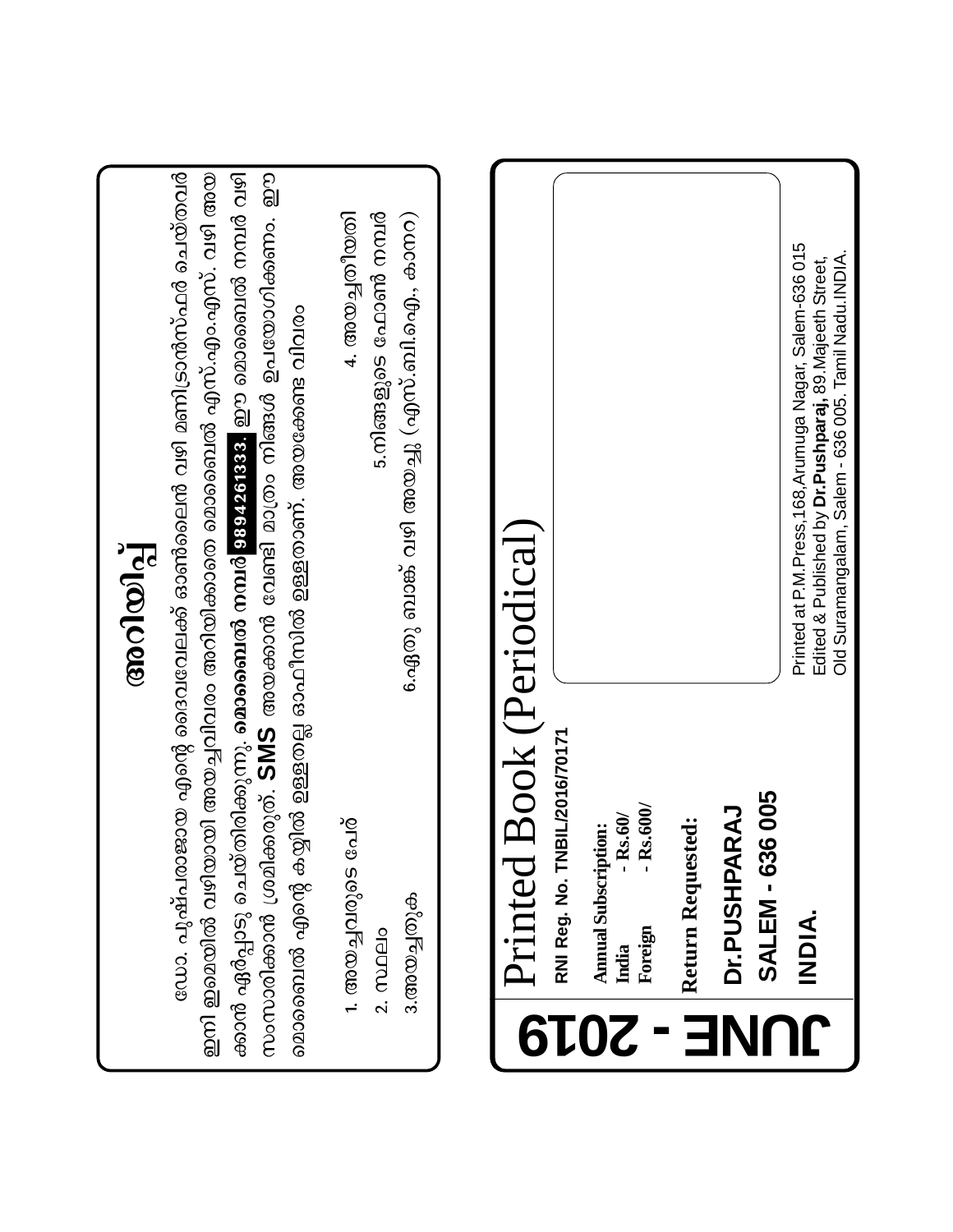## അറിയിപ്പ്

ഡോ. പുഷ്പരാജായ എന്റെ ദൈവവേലക്ക് ഓൺലൈൻ വഴി മണിട്രാൻസ്ഫർ ചെയ്തവർ ഇനി ഇമെയിൽ വഴിയായി അയച്ചവിവരം അറിയിക്കാതെ മൊബൈൽ എസ്.എം.എസ്. വഴി അറ ക്കാൻ ഏർപ്പാടു ചെയ്തിരിക്കുന്നു. **മൊബൈൽ നമ്പർ 9894261333.** ഈ മൊബൈൽ നമ്പർ വഴി സംസാരിക്കാൻ ശ്രമിക്കരുത്. **SMS** അയക്കാൻ വേണ്ടി മാത്രം നിങ്ങൾ ഉപയോഗിക്കണം. ഈ മൊബൈൽ എന്റെ കയ്യിൽ ഉള്ളതല്ല ഓഫീസിൽ ഉള്ളതാണ്. അയക്കേണ്ട വിവരം

1. അയച്ചവരുടെ പേര്
2. സ്ഥലം
3. അയച്ചതുക
4. അയച്ചതീയതി
5. നിങ്ങളുടെ ഫോൺ നമ്പർ
6. ഏതു ബാങ്ക് വഴി അയച്ചു (എസ്.ബി.ഐ., കാനറ)

---

# JUNE - 2019

# Printed Book (Periodical)

**RNI Reg. No. TNBIL/2016/70171**

**Annual Subscription:**
**India - Rs.60/**
**Foreign - Rs.600/**

**Return Requested:**

**Dr.PUSHPARAJ**
**SALEM - 636 005**
**INDIA.**

Printed at P.M.Press,168,Arumuga Nagar, Salem-636 015
Edited & Published by **Dr.Pushparaj,** 89.Majeeth Street,
Old Suramangalam, Salem - 636 005. Tamil Nadu.INDIA.